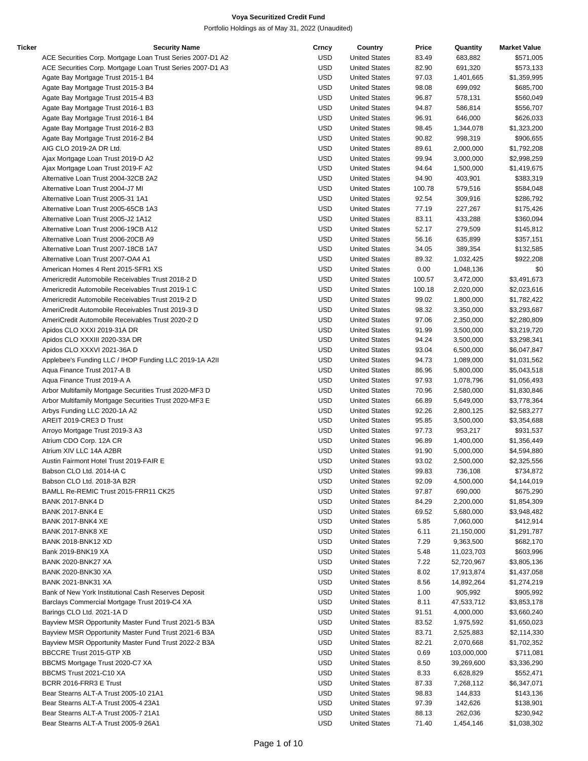# Voya Securitized Credit Fund

Portfolio Holdings as of May 31, 2022 (Unaudited)

| Ticker | Security Name | Crncy | Country | Price | Quantity | Market Value |
|---|---|---|---|---|---|---|
| | ACE Securities Corp. Mortgage Loan Trust Series 2007-D1 A2 | USD | United States | 83.49 | 683,882 | $571,005 |
| | ACE Securities Corp. Mortgage Loan Trust Series 2007-D1 A3 | USD | United States | 82.90 | 691,320 | $573,133 |
| | Agate Bay Mortgage Trust 2015-1 B4 | USD | United States | 97.03 | 1,401,665 | $1,359,995 |
| | Agate Bay Mortgage Trust 2015-3 B4 | USD | United States | 98.08 | 699,092 | $685,700 |
| | Agate Bay Mortgage Trust 2015-4 B3 | USD | United States | 96.87 | 578,131 | $560,049 |
| | Agate Bay Mortgage Trust 2016-1 B3 | USD | United States | 94.87 | 586,814 | $556,707 |
| | Agate Bay Mortgage Trust 2016-1 B4 | USD | United States | 96.91 | 646,000 | $626,033 |
| | Agate Bay Mortgage Trust 2016-2 B3 | USD | United States | 98.45 | 1,344,078 | $1,323,200 |
| | Agate Bay Mortgage Trust 2016-2 B4 | USD | United States | 90.82 | 998,319 | $906,655 |
| | AIG CLO 2019-2A DR Ltd. | USD | United States | 89.61 | 2,000,000 | $1,792,208 |
| | Ajax Mortgage Loan Trust 2019-D A2 | USD | United States | 99.94 | 3,000,000 | $2,998,259 |
| | Ajax Mortgage Loan Trust 2019-F A2 | USD | United States | 94.64 | 1,500,000 | $1,419,675 |
| | Alternative Loan Trust 2004-32CB 2A2 | USD | United States | 94.90 | 403,901 | $383,319 |
| | Alternative Loan Trust 2004-J7 MI | USD | United States | 100.78 | 579,516 | $584,048 |
| | Alternative Loan Trust 2005-31 1A1 | USD | United States | 92.54 | 309,916 | $286,792 |
| | Alternative Loan Trust 2005-65CB 1A3 | USD | United States | 77.19 | 227,267 | $175,426 |
| | Alternative Loan Trust 2005-J2 1A12 | USD | United States | 83.11 | 433,288 | $360,094 |
| | Alternative Loan Trust 2006-19CB A12 | USD | United States | 52.17 | 279,509 | $145,812 |
| | Alternative Loan Trust 2006-20CB A9 | USD | United States | 56.16 | 635,899 | $357,151 |
| | Alternative Loan Trust 2007-18CB 1A7 | USD | United States | 34.05 | 389,354 | $132,585 |
| | Alternative Loan Trust 2007-OA4 A1 | USD | United States | 89.32 | 1,032,425 | $922,208 |
| | American Homes 4 Rent 2015-SFR1 XS | USD | United States | 0.00 | 1,048,136 | $0 |
| | Americredit Automobile Receivables Trust 2018-2 D | USD | United States | 100.57 | 3,472,000 | $3,491,673 |
| | Americredit Automobile Receivables Trust 2019-1 C | USD | United States | 100.18 | 2,020,000 | $2,023,616 |
| | Americredit Automobile Receivables Trust 2019-2 D | USD | United States | 99.02 | 1,800,000 | $1,782,422 |
| | AmeriCredit Automobile Receivables Trust 2019-3 D | USD | United States | 98.32 | 3,350,000 | $3,293,687 |
| | AmeriCredit Automobile Receivables Trust 2020-2 D | USD | United States | 97.06 | 2,350,000 | $2,280,809 |
| | Apidos CLO XXXI 2019-31A DR | USD | United States | 91.99 | 3,500,000 | $3,219,720 |
| | Apidos CLO XXXIII 2020-33A DR | USD | United States | 94.24 | 3,500,000 | $3,298,341 |
| | Apidos CLO XXXVI 2021-36A D | USD | United States | 93.04 | 6,500,000 | $6,047,847 |
| | Applebee's Funding LLC / IHOP Funding LLC 2019-1A A2II | USD | United States | 94.73 | 1,089,000 | $1,031,562 |
| | Aqua Finance Trust 2017-A B | USD | United States | 86.96 | 5,800,000 | $5,043,518 |
| | Aqua Finance Trust 2019-A A | USD | United States | 97.93 | 1,078,796 | $1,056,493 |
| | Arbor Multifamily Mortgage Securities Trust 2020-MF3 D | USD | United States | 70.96 | 2,580,000 | $1,830,846 |
| | Arbor Multifamily Mortgage Securities Trust 2020-MF3 E | USD | United States | 66.89 | 5,649,000 | $3,778,364 |
| | Arbys Funding LLC 2020-1A A2 | USD | United States | 92.26 | 2,800,125 | $2,583,277 |
| | AREIT 2019-CRE3 D Trust | USD | United States | 95.85 | 3,500,000 | $3,354,688 |
| | Arroyo Mortgage Trust 2019-3 A3 | USD | United States | 97.73 | 953,217 | $931,537 |
| | Atrium CDO Corp. 12A CR | USD | United States | 96.89 | 1,400,000 | $1,356,449 |
| | Atrium XIV LLC 14A A2BR | USD | United States | 91.90 | 5,000,000 | $4,594,880 |
| | Austin Fairmont Hotel Trust 2019-FAIR E | USD | United States | 93.02 | 2,500,000 | $2,325,556 |
| | Babson CLO Ltd. 2014-IA C | USD | United States | 99.83 | 736,108 | $734,872 |
| | Babson CLO Ltd. 2018-3A B2R | USD | United States | 92.09 | 4,500,000 | $4,144,019 |
| | BAMLL Re-REMIC Trust 2015-FRR11 CK25 | USD | United States | 97.87 | 690,000 | $675,290 |
| | BANK 2017-BNK4 D | USD | United States | 84.29 | 2,200,000 | $1,854,309 |
| | BANK 2017-BNK4 E | USD | United States | 69.52 | 5,680,000 | $3,948,482 |
| | BANK 2017-BNK4 XE | USD | United States | 5.85 | 7,060,000 | $412,914 |
| | BANK 2017-BNK8 XE | USD | United States | 6.11 | 21,150,000 | $1,291,787 |
| | BANK 2018-BNK12 XD | USD | United States | 7.29 | 9,363,500 | $682,170 |
| | Bank 2019-BNK19 XA | USD | United States | 5.48 | 11,023,703 | $603,996 |
| | BANK 2020-BNK27 XA | USD | United States | 7.22 | 52,720,967 | $3,805,136 |
| | BANK 2020-BNK30 XA | USD | United States | 8.02 | 17,913,874 | $1,437,058 |
| | BANK 2021-BNK31 XA | USD | United States | 8.56 | 14,892,264 | $1,274,219 |
| | Bank of New York Institutional Cash Reserves Deposit | USD | United States | 1.00 | 905,992 | $905,992 |
| | Barclays Commercial Mortgage Trust 2019-C4 XA | USD | United States | 8.11 | 47,533,712 | $3,853,178 |
| | Barings CLO Ltd. 2021-1A D | USD | United States | 91.51 | 4,000,000 | $3,660,240 |
| | Bayview MSR Opportunity Master Fund Trust 2021-5 B3A | USD | United States | 83.52 | 1,975,592 | $1,650,023 |
| | Bayview MSR Opportunity Master Fund Trust 2021-6 B3A | USD | United States | 83.71 | 2,525,883 | $2,114,330 |
| | Bayview MSR Opportunity Master Fund Trust 2022-2 B3A | USD | United States | 82.21 | 2,070,668 | $1,702,352 |
| | BBCCRE Trust 2015-GTP XB | USD | United States | 0.69 | 103,000,000 | $711,081 |
| | BBCMS Mortgage Trust 2020-C7 XA | USD | United States | 8.50 | 39,269,600 | $3,336,290 |
| | BBCMS Trust 2021-C10 XA | USD | United States | 8.33 | 6,628,829 | $552,471 |
| | BCRR 2016-FRR3 E Trust | USD | United States | 87.33 | 7,268,112 | $6,347,071 |
| | Bear Stearns ALT-A Trust 2005-10 21A1 | USD | United States | 98.83 | 144,833 | $143,136 |
| | Bear Stearns ALT-A Trust 2005-4 23A1 | USD | United States | 97.39 | 142,626 | $138,901 |
| | Bear Stearns ALT-A Trust 2005-7 21A1 | USD | United States | 88.13 | 262,036 | $230,942 |
| | Bear Stearns ALT-A Trust 2005-9 26A1 | USD | United States | 71.40 | 1,454,146 | $1,038,302 |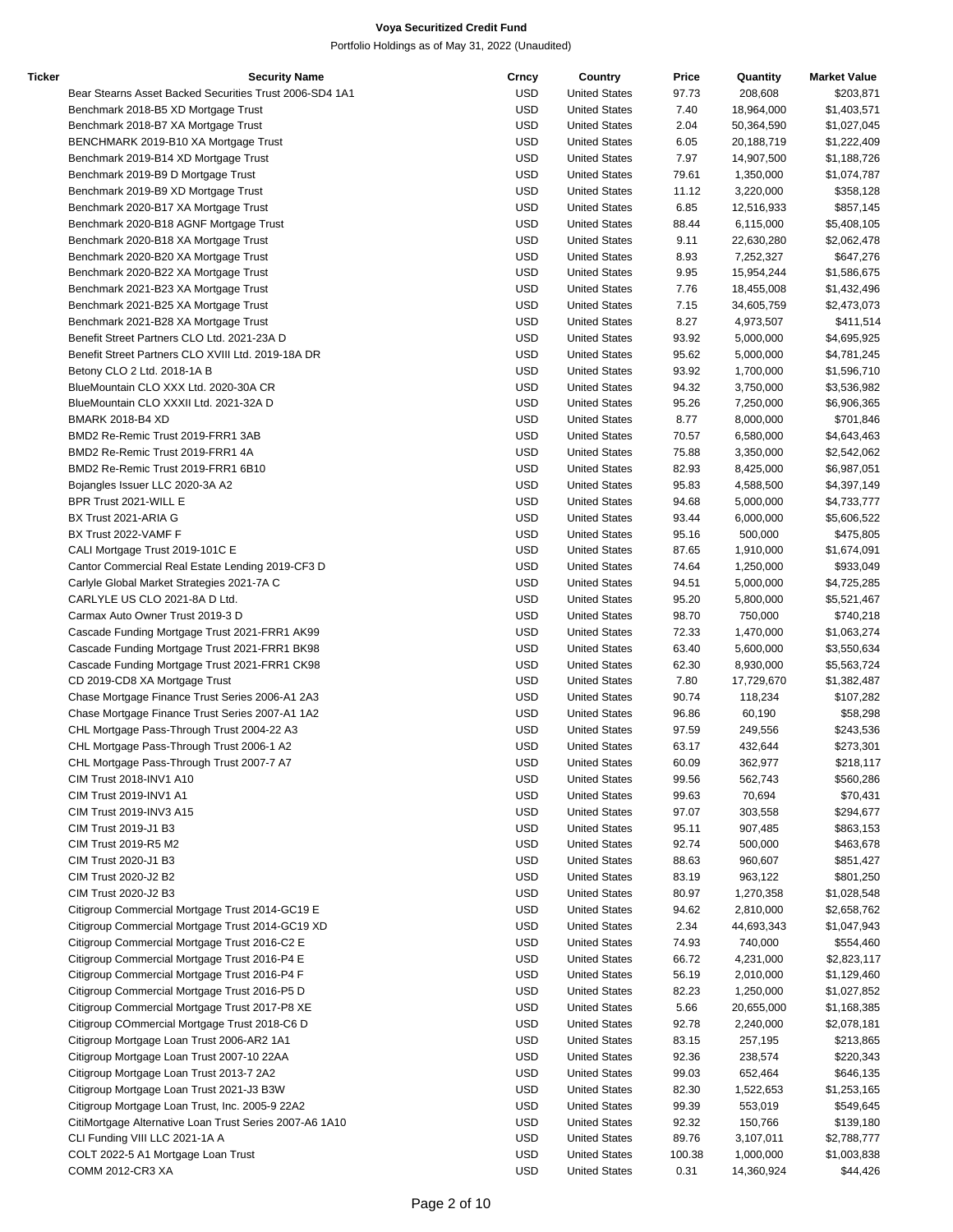**Voya Securitized Credit Fund**

Portfolio Holdings as of May 31, 2022 (Unaudited)

| Ticker | Security Name | Crncy | Country | Price | Quantity | Market Value |
|---|---|---|---|---|---|---|
| | Bear Stearns Asset Backed Securities Trust 2006-SD4 1A1 | USD | United States | 97.73 | 208,608 | $203,871 |
| | Benchmark 2018-B5 XD Mortgage Trust | USD | United States | 7.40 | 18,964,000 | $1,403,571 |
| | Benchmark 2018-B7 XA Mortgage Trust | USD | United States | 2.04 | 50,364,590 | $1,027,045 |
| | BENCHMARK 2019-B10 XA Mortgage Trust | USD | United States | 6.05 | 20,188,719 | $1,222,409 |
| | Benchmark 2019-B14 XD Mortgage Trust | USD | United States | 7.97 | 14,907,500 | $1,188,726 |
| | Benchmark 2019-B9 D Mortgage Trust | USD | United States | 79.61 | 1,350,000 | $1,074,787 |
| | Benchmark 2019-B9 XD Mortgage Trust | USD | United States | 11.12 | 3,220,000 | $358,128 |
| | Benchmark 2020-B17 XA Mortgage Trust | USD | United States | 6.85 | 12,516,933 | $857,145 |
| | Benchmark 2020-B18 AGNF Mortgage Trust | USD | United States | 88.44 | 6,115,000 | $5,408,105 |
| | Benchmark 2020-B18 XA Mortgage Trust | USD | United States | 9.11 | 22,630,280 | $2,062,478 |
| | Benchmark 2020-B20 XA Mortgage Trust | USD | United States | 8.93 | 7,252,327 | $647,276 |
| | Benchmark 2020-B22 XA Mortgage Trust | USD | United States | 9.95 | 15,954,244 | $1,586,675 |
| | Benchmark 2021-B23 XA Mortgage Trust | USD | United States | 7.76 | 18,455,008 | $1,432,496 |
| | Benchmark 2021-B25 XA Mortgage Trust | USD | United States | 7.15 | 34,605,759 | $2,473,073 |
| | Benchmark 2021-B28 XA Mortgage Trust | USD | United States | 8.27 | 4,973,507 | $411,514 |
| | Benefit Street Partners CLO Ltd. 2021-23A D | USD | United States | 93.92 | 5,000,000 | $4,695,925 |
| | Benefit Street Partners CLO XVIII Ltd. 2019-18A DR | USD | United States | 95.62 | 5,000,000 | $4,781,245 |
| | Betony CLO 2 Ltd. 2018-1A B | USD | United States | 93.92 | 1,700,000 | $1,596,710 |
| | BlueMountain CLO XXX Ltd. 2020-30A CR | USD | United States | 94.32 | 3,750,000 | $3,536,982 |
| | BlueMountain CLO XXXII Ltd. 2021-32A D | USD | United States | 95.26 | 7,250,000 | $6,906,365 |
| | BMARK 2018-B4 XD | USD | United States | 8.77 | 8,000,000 | $701,846 |
| | BMD2 Re-Remic Trust 2019-FRR1 3AB | USD | United States | 70.57 | 6,580,000 | $4,643,463 |
| | BMD2 Re-Remic Trust 2019-FRR1 4A | USD | United States | 75.88 | 3,350,000 | $2,542,062 |
| | BMD2 Re-Remic Trust 2019-FRR1 6B10 | USD | United States | 82.93 | 8,425,000 | $6,987,051 |
| | Bojangles Issuer LLC 2020-3A A2 | USD | United States | 95.83 | 4,588,500 | $4,397,149 |
| | BPR Trust 2021-WILL E | USD | United States | 94.68 | 5,000,000 | $4,733,777 |
| | BX Trust 2021-ARIA G | USD | United States | 93.44 | 6,000,000 | $5,606,522 |
| | BX Trust 2022-VAMF F | USD | United States | 95.16 | 500,000 | $475,805 |
| | CALI Mortgage Trust 2019-101C E | USD | United States | 87.65 | 1,910,000 | $1,674,091 |
| | Cantor Commercial Real Estate Lending 2019-CF3 D | USD | United States | 74.64 | 1,250,000 | $933,049 |
| | Carlyle Global Market Strategies 2021-7A C | USD | United States | 94.51 | 5,000,000 | $4,725,285 |
| | CARLYLE US CLO 2021-8A D Ltd. | USD | United States | 95.20 | 5,800,000 | $5,521,467 |
| | Carmax Auto Owner Trust 2019-3 D | USD | United States | 98.70 | 750,000 | $740,218 |
| | Cascade Funding Mortgage Trust 2021-FRR1 AK99 | USD | United States | 72.33 | 1,470,000 | $1,063,274 |
| | Cascade Funding Mortgage Trust 2021-FRR1 BK98 | USD | United States | 63.40 | 5,600,000 | $3,550,634 |
| | Cascade Funding Mortgage Trust 2021-FRR1 CK98 | USD | United States | 62.30 | 8,930,000 | $5,563,724 |
| | CD 2019-CD8 XA Mortgage Trust | USD | United States | 7.80 | 17,729,670 | $1,382,487 |
| | Chase Mortgage Finance Trust Series 2006-A1 2A3 | USD | United States | 90.74 | 118,234 | $107,282 |
| | Chase Mortgage Finance Trust Series 2007-A1 1A2 | USD | United States | 96.86 | 60,190 | $58,298 |
| | CHL Mortgage Pass-Through Trust 2004-22 A3 | USD | United States | 97.59 | 249,556 | $243,536 |
| | CHL Mortgage Pass-Through Trust 2006-1 A2 | USD | United States | 63.17 | 432,644 | $273,301 |
| | CHL Mortgage Pass-Through Trust 2007-7 A7 | USD | United States | 60.09 | 362,977 | $218,117 |
| | CIM Trust 2018-INV1 A10 | USD | United States | 99.56 | 562,743 | $560,286 |
| | CIM Trust 2019-INV1 A1 | USD | United States | 99.63 | 70,694 | $70,431 |
| | CIM Trust 2019-INV3 A15 | USD | United States | 97.07 | 303,558 | $294,677 |
| | CIM Trust 2019-J1 B3 | USD | United States | 95.11 | 907,485 | $863,153 |
| | CIM Trust 2019-R5 M2 | USD | United States | 92.74 | 500,000 | $463,678 |
| | CIM Trust 2020-J1 B3 | USD | United States | 88.63 | 960,607 | $851,427 |
| | CIM Trust 2020-J2 B2 | USD | United States | 83.19 | 963,122 | $801,250 |
| | CIM Trust 2020-J2 B3 | USD | United States | 80.97 | 1,270,358 | $1,028,548 |
| | Citigroup Commercial Mortgage Trust 2014-GC19 E | USD | United States | 94.62 | 2,810,000 | $2,658,762 |
| | Citigroup Commercial Mortgage Trust 2014-GC19 XD | USD | United States | 2.34 | 44,693,343 | $1,047,943 |
| | Citigroup Commercial Mortgage Trust 2016-C2 E | USD | United States | 74.93 | 740,000 | $554,460 |
| | Citigroup Commercial Mortgage Trust 2016-P4 E | USD | United States | 66.72 | 4,231,000 | $2,823,117 |
| | Citigroup Commercial Mortgage Trust 2016-P4 F | USD | United States | 56.19 | 2,010,000 | $1,129,460 |
| | Citigroup Commercial Mortgage Trust 2016-P5 D | USD | United States | 82.23 | 1,250,000 | $1,027,852 |
| | Citigroup Commercial Mortgage Trust 2017-P8 XE | USD | United States | 5.66 | 20,655,000 | $1,168,385 |
| | Citigroup COmmercial Mortgage Trust 2018-C6 D | USD | United States | 92.78 | 2,240,000 | $2,078,181 |
| | Citigroup Mortgage Loan Trust 2006-AR2 1A1 | USD | United States | 83.15 | 257,195 | $213,865 |
| | Citigroup Mortgage Loan Trust 2007-10 22AA | USD | United States | 92.36 | 238,574 | $220,343 |
| | Citigroup Mortgage Loan Trust 2013-7 2A2 | USD | United States | 99.03 | 652,464 | $646,135 |
| | Citigroup Mortgage Loan Trust 2021-J3 B3W | USD | United States | 82.30 | 1,522,653 | $1,253,165 |
| | Citigroup Mortgage Loan Trust, Inc. 2005-9 22A2 | USD | United States | 99.39 | 553,019 | $549,645 |
| | CitiMortgage Alternative Loan Trust Series 2007-A6 1A10 | USD | United States | 92.32 | 150,766 | $139,180 |
| | CLI Funding VIII LLC 2021-1A A | USD | United States | 89.76 | 3,107,011 | $2,788,777 |
| | COLT 2022-5 A1 Mortgage Loan Trust | USD | United States | 100.38 | 1,000,000 | $1,003,838 |
| | COMM 2012-CR3 XA | USD | United States | 0.31 | 14,360,924 | $44,426 |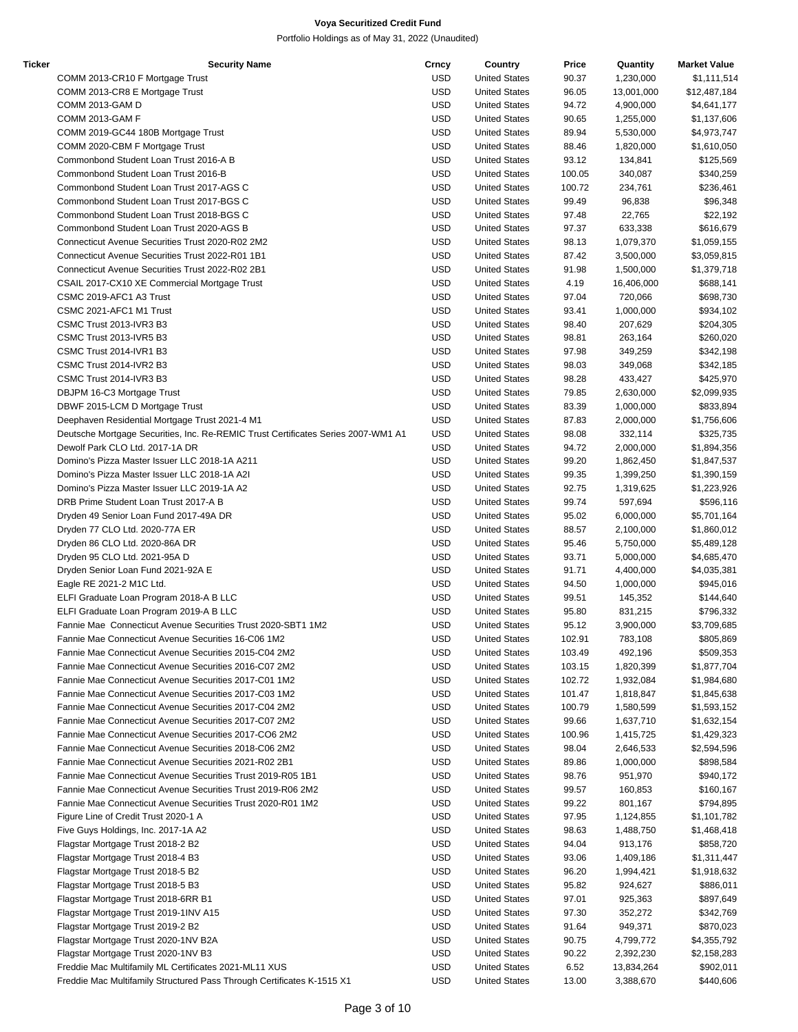**Voya Securitized Credit Fund**

Portfolio Holdings as of May 31, 2022 (Unaudited)

| Ticker | Security Name | Crncy | Country | Price | Quantity | Market Value |
|---|---|---|---|---|---|---|
| | COMM 2013-CR10 F Mortgage Trust | USD | United States | 90.37 | 1,230,000 | $1,111,514 |
| | COMM 2013-CR8 E Mortgage Trust | USD | United States | 96.05 | 13,001,000 | $12,487,184 |
| | COMM 2013-GAM D | USD | United States | 94.72 | 4,900,000 | $4,641,177 |
| | COMM 2013-GAM F | USD | United States | 90.65 | 1,255,000 | $1,137,606 |
| | COMM 2019-GC44 180B Mortgage Trust | USD | United States | 89.94 | 5,530,000 | $4,973,747 |
| | COMM 2020-CBM F Mortgage Trust | USD | United States | 88.46 | 1,820,000 | $1,610,050 |
| | Commonbond Student Loan Trust 2016-A B | USD | United States | 93.12 | 134,841 | $125,569 |
| | Commonbond Student Loan Trust 2016-B | USD | United States | 100.05 | 340,087 | $340,259 |
| | Commonbond Student Loan Trust 2017-AGS C | USD | United States | 100.72 | 234,761 | $236,461 |
| | Commonbond Student Loan Trust 2017-BGS C | USD | United States | 99.49 | 96,838 | $96,348 |
| | Commonbond Student Loan Trust 2018-BGS C | USD | United States | 97.48 | 22,765 | $22,192 |
| | Commonbond Student Loan Trust 2020-AGS B | USD | United States | 97.37 | 633,338 | $616,679 |
| | Connecticut Avenue Securities Trust 2020-R02 2M2 | USD | United States | 98.13 | 1,079,370 | $1,059,155 |
| | Connecticut Avenue Securities Trust 2022-R01 1B1 | USD | United States | 87.42 | 3,500,000 | $3,059,815 |
| | Connecticut Avenue Securities Trust 2022-R02 2B1 | USD | United States | 91.98 | 1,500,000 | $1,379,718 |
| | CSAIL 2017-CX10 XE Commercial Mortgage Trust | USD | United States | 4.19 | 16,406,000 | $688,141 |
| | CSMC 2019-AFC1 A3 Trust | USD | United States | 97.04 | 720,066 | $698,730 |
| | CSMC 2021-AFC1 M1 Trust | USD | United States | 93.41 | 1,000,000 | $934,102 |
| | CSMC Trust 2013-IVR3 B3 | USD | United States | 98.40 | 207,629 | $204,305 |
| | CSMC Trust 2013-IVR5 B3 | USD | United States | 98.81 | 263,164 | $260,020 |
| | CSMC Trust 2014-IVR1 B3 | USD | United States | 97.98 | 349,259 | $342,198 |
| | CSMC Trust 2014-IVR2 B3 | USD | United States | 98.03 | 349,068 | $342,185 |
| | CSMC Trust 2014-IVR3 B3 | USD | United States | 98.28 | 433,427 | $425,970 |
| | DBJPM 16-C3 Mortgage Trust | USD | United States | 79.85 | 2,630,000 | $2,099,935 |
| | DBWF 2015-LCM D Mortgage Trust | USD | United States | 83.39 | 1,000,000 | $833,894 |
| | Deephaven Residential Mortgage Trust 2021-4 M1 | USD | United States | 87.83 | 2,000,000 | $1,756,606 |
| | Deutsche Mortgage Securities, Inc. Re-REMIC Trust Certificates Series 2007-WM1 A1 | USD | United States | 98.08 | 332,114 | $325,735 |
| | Dewolf Park CLO Ltd. 2017-1A DR | USD | United States | 94.72 | 2,000,000 | $1,894,356 |
| | Domino's Pizza Master Issuer LLC 2018-1A A211 | USD | United States | 99.20 | 1,862,450 | $1,847,537 |
| | Domino's Pizza Master Issuer LLC 2018-1A A2I | USD | United States | 99.35 | 1,399,250 | $1,390,159 |
| | Domino's Pizza Master Issuer LLC 2019-1A A2 | USD | United States | 92.75 | 1,319,625 | $1,223,926 |
| | DRB Prime Student Loan Trust 2017-A B | USD | United States | 99.74 | 597,694 | $596,116 |
| | Dryden 49 Senior Loan Fund 2017-49A DR | USD | United States | 95.02 | 6,000,000 | $5,701,164 |
| | Dryden 77 CLO Ltd. 2020-77A ER | USD | United States | 88.57 | 2,100,000 | $1,860,012 |
| | Dryden 86 CLO Ltd. 2020-86A DR | USD | United States | 95.46 | 5,750,000 | $5,489,128 |
| | Dryden 95 CLO Ltd. 2021-95A D | USD | United States | 93.71 | 5,000,000 | $4,685,470 |
| | Dryden Senior Loan Fund 2021-92A E | USD | United States | 91.71 | 4,400,000 | $4,035,381 |
| | Eagle RE 2021-2 M1C Ltd. | USD | United States | 94.50 | 1,000,000 | $945,016 |
| | ELFI Graduate Loan Program 2018-A B LLC | USD | United States | 99.51 | 145,352 | $144,640 |
| | ELFI Graduate Loan Program 2019-A B LLC | USD | United States | 95.80 | 831,215 | $796,332 |
| | Fannie Mae Connecticut Avenue Securities Trust 2020-SBT1 1M2 | USD | United States | 95.12 | 3,900,000 | $3,709,685 |
| | Fannie Mae Connecticut Avenue Securities 16-C06 1M2 | USD | United States | 102.91 | 783,108 | $805,869 |
| | Fannie Mae Connecticut Avenue Securities 2015-C04 2M2 | USD | United States | 103.49 | 492,196 | $509,353 |
| | Fannie Mae Connecticut Avenue Securities 2016-C07 2M2 | USD | United States | 103.15 | 1,820,399 | $1,877,704 |
| | Fannie Mae Connecticut Avenue Securities 2017-C01 1M2 | USD | United States | 102.72 | 1,932,084 | $1,984,680 |
| | Fannie Mae Connecticut Avenue Securities 2017-C03 1M2 | USD | United States | 101.47 | 1,818,847 | $1,845,638 |
| | Fannie Mae Connecticut Avenue Securities 2017-C04 2M2 | USD | United States | 100.79 | 1,580,599 | $1,593,152 |
| | Fannie Mae Connecticut Avenue Securities 2017-C07 2M2 | USD | United States | 99.66 | 1,637,710 | $1,632,154 |
| | Fannie Mae Connecticut Avenue Securities 2017-CO6 2M2 | USD | United States | 100.96 | 1,415,725 | $1,429,323 |
| | Fannie Mae Connecticut Avenue Securities 2018-C06 2M2 | USD | United States | 98.04 | 2,646,533 | $2,594,596 |
| | Fannie Mae Connecticut Avenue Securities 2021-R02 2B1 | USD | United States | 89.86 | 1,000,000 | $898,584 |
| | Fannie Mae Connecticut Avenue Securities Trust 2019-R05 1B1 | USD | United States | 98.76 | 951,970 | $940,172 |
| | Fannie Mae Connecticut Avenue Securities Trust 2019-R06 2M2 | USD | United States | 99.57 | 160,853 | $160,167 |
| | Fannie Mae Connecticut Avenue Securities Trust 2020-R01 1M2 | USD | United States | 99.22 | 801,167 | $794,895 |
| | Figure Line of Credit Trust 2020-1 A | USD | United States | 97.95 | 1,124,855 | $1,101,782 |
| | Five Guys Holdings, Inc. 2017-1A A2 | USD | United States | 98.63 | 1,488,750 | $1,468,418 |
| | Flagstar Mortgage Trust 2018-2 B2 | USD | United States | 94.04 | 913,176 | $858,720 |
| | Flagstar Mortgage Trust 2018-4 B3 | USD | United States | 93.06 | 1,409,186 | $1,311,447 |
| | Flagstar Mortgage Trust 2018-5 B2 | USD | United States | 96.20 | 1,994,421 | $1,918,632 |
| | Flagstar Mortgage Trust 2018-5 B3 | USD | United States | 95.82 | 924,627 | $886,011 |
| | Flagstar Mortgage Trust 2018-6RR B1 | USD | United States | 97.01 | 925,363 | $897,649 |
| | Flagstar Mortgage Trust 2019-1INV A15 | USD | United States | 97.30 | 352,272 | $342,769 |
| | Flagstar Mortgage Trust 2019-2 B2 | USD | United States | 91.64 | 949,371 | $870,023 |
| | Flagstar Mortgage Trust 2020-1NV B2A | USD | United States | 90.75 | 4,799,772 | $4,355,792 |
| | Flagstar Mortgage Trust 2020-1NV B3 | USD | United States | 90.22 | 2,392,230 | $2,158,283 |
| | Freddie Mac Multifamily ML Certificates 2021-ML11 XUS | USD | United States | 6.52 | 13,834,264 | $902,011 |
| | Freddie Mac Multifamily Structured Pass Through Certificates K-1515 X1 | USD | United States | 13.00 | 3,388,670 | $440,606 |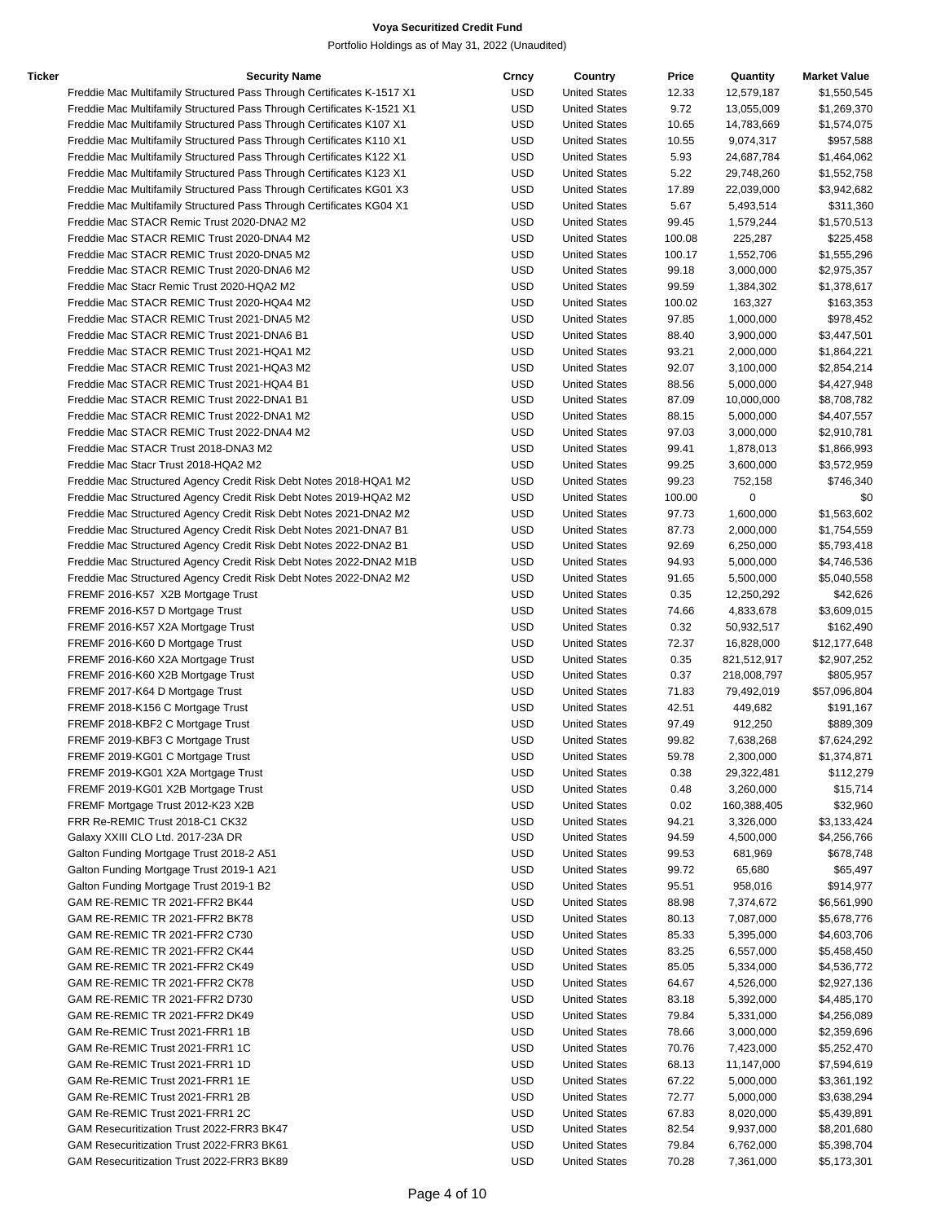| Ticker | Security Name | Crncy | Country | Price | Quantity | Market Value |
|---|---|---|---|---|---|---|
| | Freddie Mac Multifamily Structured Pass Through Certificates K-1517 X1 | USD | United States | 12.33 | 12,579,187 | $1,550,545 |
| | Freddie Mac Multifamily Structured Pass Through Certificates K-1521 X1 | USD | United States | 9.72 | 13,055,009 | $1,269,370 |
| | Freddie Mac Multifamily Structured Pass Through Certificates K107 X1 | USD | United States | 10.65 | 14,783,669 | $1,574,075 |
| | Freddie Mac Multifamily Structured Pass Through Certificates K110 X1 | USD | United States | 10.55 | 9,074,317 | $957,588 |
| | Freddie Mac Multifamily Structured Pass Through Certificates K122 X1 | USD | United States | 5.93 | 24,687,784 | $1,464,062 |
| | Freddie Mac Multifamily Structured Pass Through Certificates K123 X1 | USD | United States | 5.22 | 29,748,260 | $1,552,758 |
| | Freddie Mac Multifamily Structured Pass Through Certificates KG01 X3 | USD | United States | 17.89 | 22,039,000 | $3,942,682 |
| | Freddie Mac Multifamily Structured Pass Through Certificates KG04 X1 | USD | United States | 5.67 | 5,493,514 | $311,360 |
| | Freddie Mac STACR Remic Trust 2020-DNA2 M2 | USD | United States | 99.45 | 1,579,244 | $1,570,513 |
| | Freddie Mac STACR REMIC Trust 2020-DNA4 M2 | USD | United States | 100.08 | 225,287 | $225,458 |
| | Freddie Mac STACR REMIC Trust 2020-DNA5 M2 | USD | United States | 100.17 | 1,552,706 | $1,555,296 |
| | Freddie Mac STACR REMIC Trust 2020-DNA6 M2 | USD | United States | 99.18 | 3,000,000 | $2,975,357 |
| | Freddie Mac Stacr Remic Trust 2020-HQA2 M2 | USD | United States | 99.59 | 1,384,302 | $1,378,617 |
| | Freddie Mac STACR REMIC Trust 2020-HQA4 M2 | USD | United States | 100.02 | 163,327 | $163,353 |
| | Freddie Mac STACR REMIC Trust 2021-DNA5 M2 | USD | United States | 97.85 | 1,000,000 | $978,452 |
| | Freddie Mac STACR REMIC Trust 2021-DNA6 B1 | USD | United States | 88.40 | 3,900,000 | $3,447,501 |
| | Freddie Mac STACR REMIC Trust 2021-HQA1 M2 | USD | United States | 93.21 | 2,000,000 | $1,864,221 |
| | Freddie Mac STACR REMIC Trust 2021-HQA3 M2 | USD | United States | 92.07 | 3,100,000 | $2,854,214 |
| | Freddie Mac STACR REMIC Trust 2021-HQA4 B1 | USD | United States | 88.56 | 5,000,000 | $4,427,948 |
| | Freddie Mac STACR REMIC Trust 2022-DNA1 B1 | USD | United States | 87.09 | 10,000,000 | $8,708,782 |
| | Freddie Mac STACR REMIC Trust 2022-DNA1 M2 | USD | United States | 88.15 | 5,000,000 | $4,407,557 |
| | Freddie Mac STACR REMIC Trust 2022-DNA4 M2 | USD | United States | 97.03 | 3,000,000 | $2,910,781 |
| | Freddie Mac STACR Trust 2018-DNA3 M2 | USD | United States | 99.41 | 1,878,013 | $1,866,993 |
| | Freddie Mac Stacr Trust 2018-HQA2 M2 | USD | United States | 99.25 | 3,600,000 | $3,572,959 |
| | Freddie Mac Structured Agency Credit Risk Debt Notes 2018-HQA1 M2 | USD | United States | 99.23 | 752,158 | $746,340 |
| | Freddie Mac Structured Agency Credit Risk Debt Notes 2019-HQA2 M2 | USD | United States | 100.00 | 0 | $0 |
| | Freddie Mac Structured Agency Credit Risk Debt Notes 2021-DNA2 M2 | USD | United States | 97.73 | 1,600,000 | $1,563,602 |
| | Freddie Mac Structured Agency Credit Risk Debt Notes 2021-DNA7 B1 | USD | United States | 87.73 | 2,000,000 | $1,754,559 |
| | Freddie Mac Structured Agency Credit Risk Debt Notes 2022-DNA2 B1 | USD | United States | 92.69 | 6,250,000 | $5,793,418 |
| | Freddie Mac Structured Agency Credit Risk Debt Notes 2022-DNA2 M1B | USD | United States | 94.93 | 5,000,000 | $4,746,536 |
| | Freddie Mac Structured Agency Credit Risk Debt Notes 2022-DNA2 M2 | USD | United States | 91.65 | 5,500,000 | $5,040,558 |
| | FREMF 2016-K57 X2B Mortgage Trust | USD | United States | 0.35 | 12,250,292 | $42,626 |
| | FREMF 2016-K57 D Mortgage Trust | USD | United States | 74.66 | 4,833,678 | $3,609,015 |
| | FREMF 2016-K57 X2A Mortgage Trust | USD | United States | 0.32 | 50,932,517 | $162,490 |
| | FREMF 2016-K60 D Mortgage Trust | USD | United States | 72.37 | 16,828,000 | $12,177,648 |
| | FREMF 2016-K60 X2A Mortgage Trust | USD | United States | 0.35 | 821,512,917 | $2,907,252 |
| | FREMF 2016-K60 X2B Mortgage Trust | USD | United States | 0.37 | 218,008,797 | $805,957 |
| | FREMF 2017-K64 D Mortgage Trust | USD | United States | 71.83 | 79,492,019 | $57,096,804 |
| | FREMF 2018-K156 C Mortgage Trust | USD | United States | 42.51 | 449,682 | $191,167 |
| | FREMF 2018-KBF2 C Mortgage Trust | USD | United States | 97.49 | 912,250 | $889,309 |
| | FREMF 2019-KBF3 C Mortgage Trust | USD | United States | 99.82 | 7,638,268 | $7,624,292 |
| | FREMF 2019-KG01 C Mortgage Trust | USD | United States | 59.78 | 2,300,000 | $1,374,871 |
| | FREMF 2019-KG01 X2A Mortgage Trust | USD | United States | 0.38 | 29,322,481 | $112,279 |
| | FREMF 2019-KG01 X2B Mortgage Trust | USD | United States | 0.48 | 3,260,000 | $15,714 |
| | FREMF Mortgage Trust 2012-K23 X2B | USD | United States | 0.02 | 160,388,405 | $32,960 |
| | FRR Re-REMIC Trust 2018-C1 CK32 | USD | United States | 94.21 | 3,326,000 | $3,133,424 |
| | Galaxy XXIII CLO Ltd. 2017-23A DR | USD | United States | 94.59 | 4,500,000 | $4,256,766 |
| | Galton Funding Mortgage Trust 2018-2 A51 | USD | United States | 99.53 | 681,969 | $678,748 |
| | Galton Funding Mortgage Trust 2019-1 A21 | USD | United States | 99.72 | 65,680 | $65,497 |
| | Galton Funding Mortgage Trust 2019-1 B2 | USD | United States | 95.51 | 958,016 | $914,977 |
| | GAM RE-REMIC TR 2021-FFR2 BK44 | USD | United States | 88.98 | 7,374,672 | $6,561,990 |
| | GAM RE-REMIC TR 2021-FFR2 BK78 | USD | United States | 80.13 | 7,087,000 | $5,678,776 |
| | GAM RE-REMIC TR 2021-FFR2 C730 | USD | United States | 85.33 | 5,395,000 | $4,603,706 |
| | GAM RE-REMIC TR 2021-FFR2 CK44 | USD | United States | 83.25 | 6,557,000 | $5,458,450 |
| | GAM RE-REMIC TR 2021-FFR2 CK49 | USD | United States | 85.05 | 5,334,000 | $4,536,772 |
| | GAM RE-REMIC TR 2021-FFR2 CK78 | USD | United States | 64.67 | 4,526,000 | $2,927,136 |
| | GAM RE-REMIC TR 2021-FFR2 D730 | USD | United States | 83.18 | 5,392,000 | $4,485,170 |
| | GAM RE-REMIC TR 2021-FFR2 DK49 | USD | United States | 79.84 | 5,331,000 | $4,256,089 |
| | GAM Re-REMIC Trust 2021-FRR1 1B | USD | United States | 78.66 | 3,000,000 | $2,359,696 |
| | GAM Re-REMIC Trust 2021-FRR1 1C | USD | United States | 70.76 | 7,423,000 | $5,252,470 |
| | GAM Re-REMIC Trust 2021-FRR1 1D | USD | United States | 68.13 | 11,147,000 | $7,594,619 |
| | GAM Re-REMIC Trust 2021-FRR1 1E | USD | United States | 67.22 | 5,000,000 | $3,361,192 |
| | GAM Re-REMIC Trust 2021-FRR1 2B | USD | United States | 72.77 | 5,000,000 | $3,638,294 |
| | GAM Re-REMIC Trust 2021-FRR1 2C | USD | United States | 67.83 | 8,020,000 | $5,439,891 |
| | GAM Resecuritization Trust 2022-FRR3 BK47 | USD | United States | 82.54 | 9,937,000 | $8,201,680 |
| | GAM Resecuritization Trust 2022-FRR3 BK61 | USD | United States | 79.84 | 6,762,000 | $5,398,704 |
| | GAM Resecuritization Trust 2022-FRR3 BK89 | USD | United States | 70.28 | 7,361,000 | $5,173,301 |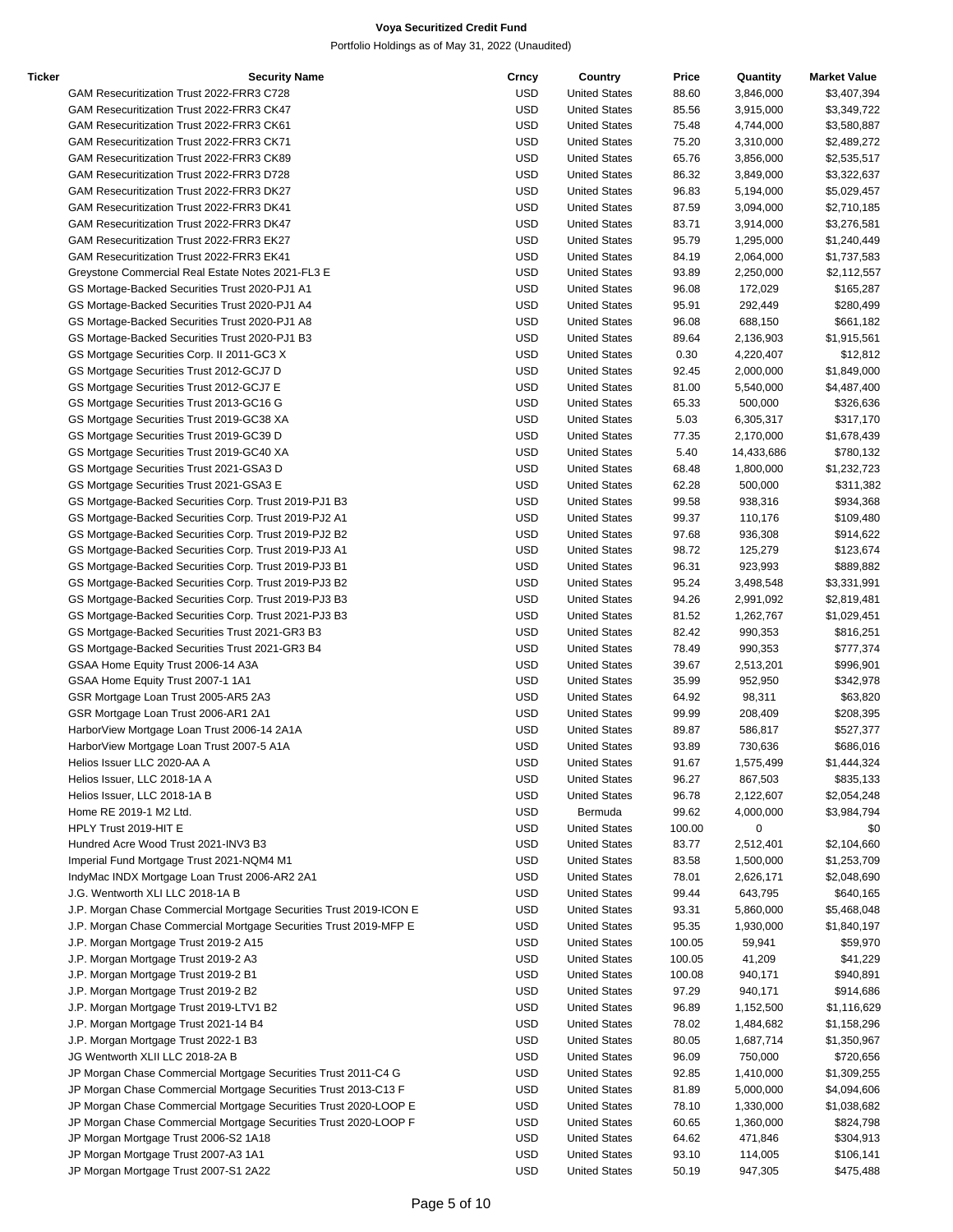**Voya Securitized Credit Fund**

Portfolio Holdings as of May 31, 2022 (Unaudited)

| Ticker | Security Name | Crncy | Country | Price | Quantity | Market Value |
|---|---|---|---|---|---|---|
| | GAM Resecuritization Trust 2022-FRR3 C728 | USD | United States | 88.60 | 3,846,000 | $3,407,394 |
| | GAM Resecuritization Trust 2022-FRR3 CK47 | USD | United States | 85.56 | 3,915,000 | $3,349,722 |
| | GAM Resecuritization Trust 2022-FRR3 CK61 | USD | United States | 75.48 | 4,744,000 | $3,580,887 |
| | GAM Resecuritization Trust 2022-FRR3 CK71 | USD | United States | 75.20 | 3,310,000 | $2,489,272 |
| | GAM Resecuritization Trust 2022-FRR3 CK89 | USD | United States | 65.76 | 3,856,000 | $2,535,517 |
| | GAM Resecuritization Trust 2022-FRR3 D728 | USD | United States | 86.32 | 3,849,000 | $3,322,637 |
| | GAM Resecuritization Trust 2022-FRR3 DK27 | USD | United States | 96.83 | 5,194,000 | $5,029,457 |
| | GAM Resecuritization Trust 2022-FRR3 DK41 | USD | United States | 87.59 | 3,094,000 | $2,710,185 |
| | GAM Resecuritization Trust 2022-FRR3 DK47 | USD | United States | 83.71 | 3,914,000 | $3,276,581 |
| | GAM Resecuritization Trust 2022-FRR3 EK27 | USD | United States | 95.79 | 1,295,000 | $1,240,449 |
| | GAM Resecuritization Trust 2022-FRR3 EK41 | USD | United States | 84.19 | 2,064,000 | $1,737,583 |
| | Greystone Commercial Real Estate Notes 2021-FL3 E | USD | United States | 93.89 | 2,250,000 | $2,112,557 |
| | GS Mortgage-Backed Securities Trust 2020-PJ1 A1 | USD | United States | 96.08 | 172,029 | $165,287 |
| | GS Mortgage-Backed Securities Trust 2020-PJ1 A4 | USD | United States | 95.91 | 292,449 | $280,499 |
| | GS Mortgage-Backed Securities Trust 2020-PJ1 A8 | USD | United States | 96.08 | 688,150 | $661,182 |
| | GS Mortgage-Backed Securities Trust 2020-PJ1 B3 | USD | United States | 89.64 | 2,136,903 | $1,915,561 |
| | GS Mortgage Securities Corp. II 2011-GC3 X | USD | United States | 0.30 | 4,220,407 | $12,812 |
| | GS Mortgage Securities Trust 2012-GCJ7 D | USD | United States | 92.45 | 2,000,000 | $1,849,000 |
| | GS Mortgage Securities Trust 2012-GCJ7 E | USD | United States | 81.00 | 5,540,000 | $4,487,400 |
| | GS Mortgage Securities Trust 2013-GC16 G | USD | United States | 65.33 | 500,000 | $326,636 |
| | GS Mortgage Securities Trust 2019-GC38 XA | USD | United States | 5.03 | 6,305,317 | $317,170 |
| | GS Mortgage Securities Trust 2019-GC39 D | USD | United States | 77.35 | 2,170,000 | $1,678,439 |
| | GS Mortgage Securities Trust 2019-GC40 XA | USD | United States | 5.40 | 14,433,686 | $780,132 |
| | GS Mortgage Securities Trust 2021-GSA3 D | USD | United States | 68.48 | 1,800,000 | $1,232,723 |
| | GS Mortgage Securities Trust 2021-GSA3 E | USD | United States | 62.28 | 500,000 | $311,382 |
| | GS Mortgage-Backed Securities Corp. Trust 2019-PJ1 B3 | USD | United States | 99.58 | 938,316 | $934,368 |
| | GS Mortgage-Backed Securities Corp. Trust 2019-PJ2 A1 | USD | United States | 99.37 | 110,176 | $109,480 |
| | GS Mortgage-Backed Securities Corp. Trust 2019-PJ2 B2 | USD | United States | 97.68 | 936,308 | $914,622 |
| | GS Mortgage-Backed Securities Corp. Trust 2019-PJ3 A1 | USD | United States | 98.72 | 125,279 | $123,674 |
| | GS Mortgage-Backed Securities Corp. Trust 2019-PJ3 B1 | USD | United States | 96.31 | 923,993 | $889,882 |
| | GS Mortgage-Backed Securities Corp. Trust 2019-PJ3 B2 | USD | United States | 95.24 | 3,498,548 | $3,331,991 |
| | GS Mortgage-Backed Securities Corp. Trust 2019-PJ3 B3 | USD | United States | 94.26 | 2,991,092 | $2,819,481 |
| | GS Mortgage-Backed Securities Corp. Trust 2021-PJ3 B3 | USD | United States | 81.52 | 1,262,767 | $1,029,451 |
| | GS Mortgage-Backed Securities Trust 2021-GR3 B3 | USD | United States | 82.42 | 990,353 | $816,251 |
| | GS Mortgage-Backed Securities Trust 2021-GR3 B4 | USD | United States | 78.49 | 990,353 | $777,374 |
| | GSAA Home Equity Trust 2006-14 A3A | USD | United States | 39.67 | 2,513,201 | $996,901 |
| | GSAA Home Equity Trust 2007-1 1A1 | USD | United States | 35.99 | 952,950 | $342,978 |
| | GSR Mortgage Loan Trust 2005-AR5 2A3 | USD | United States | 64.92 | 98,311 | $63,820 |
| | GSR Mortgage Loan Trust 2006-AR1 2A1 | USD | United States | 99.99 | 208,409 | $208,395 |
| | HarborView Mortgage Loan Trust 2006-14 2A1A | USD | United States | 89.87 | 586,817 | $527,377 |
| | HarborView Mortgage Loan Trust 2007-5 A1A | USD | United States | 93.89 | 730,636 | $686,016 |
| | Helios Issuer LLC 2020-AA A | USD | United States | 91.67 | 1,575,499 | $1,444,324 |
| | Helios Issuer, LLC 2018-1A A | USD | United States | 96.27 | 867,503 | $835,133 |
| | Helios Issuer, LLC 2018-1A B | USD | United States | 96.78 | 2,122,607 | $2,054,248 |
| | Home RE 2019-1 M2 Ltd. | USD | Bermuda | 99.62 | 4,000,000 | $3,984,794 |
| | HPLY Trust 2019-HIT E | USD | United States | 100.00 | 0 | $0 |
| | Hundred Acre Wood Trust 2021-INV3 B3 | USD | United States | 83.77 | 2,512,401 | $2,104,660 |
| | Imperial Fund Mortgage Trust 2021-NQM4 M1 | USD | United States | 83.58 | 1,500,000 | $1,253,709 |
| | IndyMac INDX Mortgage Loan Trust 2006-AR2 2A1 | USD | United States | 78.01 | 2,626,171 | $2,048,690 |
| | J.G. Wentworth XLI LLC 2018-1A B | USD | United States | 99.44 | 643,795 | $640,165 |
| | J.P. Morgan Chase Commercial Mortgage Securities Trust 2019-ICON E | USD | United States | 93.31 | 5,860,000 | $5,468,048 |
| | J.P. Morgan Chase Commercial Mortgage Securities Trust 2019-MFP E | USD | United States | 95.35 | 1,930,000 | $1,840,197 |
| | J.P. Morgan Mortgage Trust 2019-2 A15 | USD | United States | 100.05 | 59,941 | $59,970 |
| | J.P. Morgan Mortgage Trust 2019-2 A3 | USD | United States | 100.05 | 41,209 | $41,229 |
| | J.P. Morgan Mortgage Trust 2019-2 B1 | USD | United States | 100.08 | 940,171 | $940,891 |
| | J.P. Morgan Mortgage Trust 2019-2 B2 | USD | United States | 97.29 | 940,171 | $914,686 |
| | J.P. Morgan Mortgage Trust 2019-LTV1 B2 | USD | United States | 96.89 | 1,152,500 | $1,116,629 |
| | J.P. Morgan Mortgage Trust 2021-14 B4 | USD | United States | 78.02 | 1,484,682 | $1,158,296 |
| | J.P. Morgan Mortgage Trust 2022-1 B3 | USD | United States | 80.05 | 1,687,714 | $1,350,967 |
| | JG Wentworth XLII LLC 2018-2A B | USD | United States | 96.09 | 750,000 | $720,656 |
| | JP Morgan Chase Commercial Mortgage Securities Trust 2011-C4 G | USD | United States | 92.85 | 1,410,000 | $1,309,255 |
| | JP Morgan Chase Commercial Mortgage Securities Trust 2013-C13 F | USD | United States | 81.89 | 5,000,000 | $4,094,606 |
| | JP Morgan Chase Commercial Mortgage Securities Trust 2020-LOOP E | USD | United States | 78.10 | 1,330,000 | $1,038,682 |
| | JP Morgan Chase Commercial Mortgage Securities Trust 2020-LOOP F | USD | United States | 60.65 | 1,360,000 | $824,798 |
| | JP Morgan Mortgage Trust 2006-S2 1A18 | USD | United States | 64.62 | 471,846 | $304,913 |
| | JP Morgan Mortgage Trust 2007-A3 1A1 | USD | United States | 93.10 | 114,005 | $106,141 |
| | JP Morgan Mortgage Trust 2007-S1 2A22 | USD | United States | 50.19 | 947,305 | $475,488 |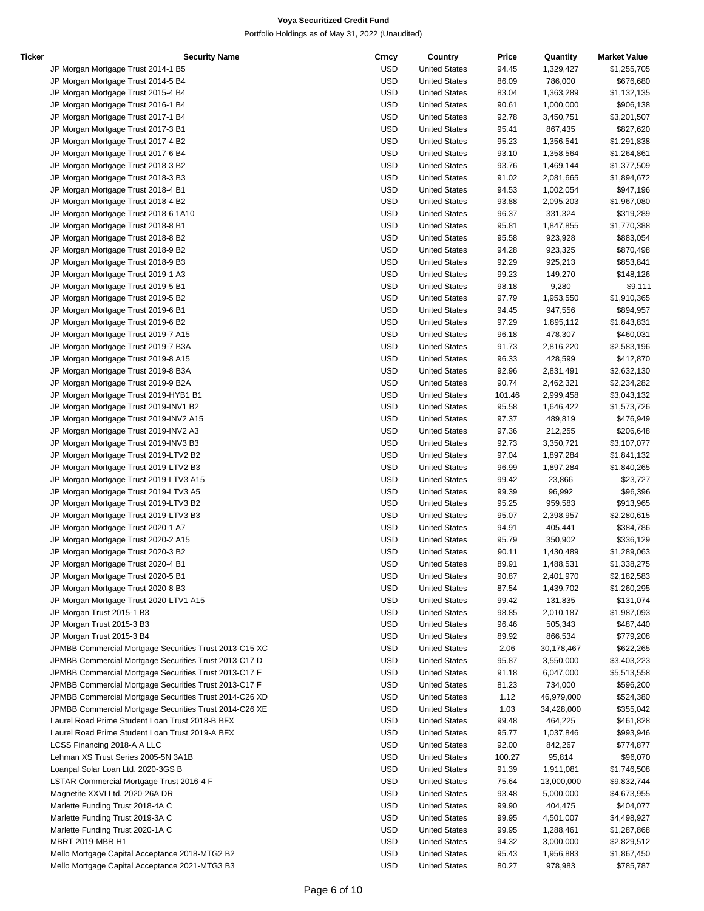**Voya Securitized Credit Fund**

Portfolio Holdings as of May 31, 2022 (Unaudited)

| Ticker | Security Name | Crncy | Country | Price | Quantity | Market Value |
|---|---|---|---|---|---|---|
| | JP Morgan Mortgage Trust 2014-1 B5 | USD | United States | 94.45 | 1,329,427 | $1,255,705 |
| | JP Morgan Mortgage Trust 2014-5 B4 | USD | United States | 86.09 | 786,000 | $676,680 |
| | JP Morgan Mortgage Trust 2015-4 B4 | USD | United States | 83.04 | 1,363,289 | $1,132,135 |
| | JP Morgan Mortgage Trust 2016-1 B4 | USD | United States | 90.61 | 1,000,000 | $906,138 |
| | JP Morgan Mortgage Trust 2017-1 B4 | USD | United States | 92.78 | 3,450,751 | $3,201,507 |
| | JP Morgan Mortgage Trust 2017-3 B1 | USD | United States | 95.41 | 867,435 | $827,620 |
| | JP Morgan Mortgage Trust 2017-4 B2 | USD | United States | 95.23 | 1,356,541 | $1,291,838 |
| | JP Morgan Mortgage Trust 2017-6 B4 | USD | United States | 93.10 | 1,358,564 | $1,264,861 |
| | JP Morgan Mortgage Trust 2018-3 B2 | USD | United States | 93.76 | 1,469,144 | $1,377,509 |
| | JP Morgan Mortgage Trust 2018-3 B3 | USD | United States | 91.02 | 2,081,665 | $1,894,672 |
| | JP Morgan Mortgage Trust 2018-4 B1 | USD | United States | 94.53 | 1,002,054 | $947,196 |
| | JP Morgan Mortgage Trust 2018-4 B2 | USD | United States | 93.88 | 2,095,203 | $1,967,080 |
| | JP Morgan Mortgage Trust 2018-6 1A10 | USD | United States | 96.37 | 331,324 | $319,289 |
| | JP Morgan Mortgage Trust 2018-8 B1 | USD | United States | 95.81 | 1,847,855 | $1,770,388 |
| | JP Morgan Mortgage Trust 2018-8 B2 | USD | United States | 95.58 | 923,928 | $883,054 |
| | JP Morgan Mortgage Trust 2018-9 B2 | USD | United States | 94.28 | 923,325 | $870,498 |
| | JP Morgan Mortgage Trust 2018-9 B3 | USD | United States | 92.29 | 925,213 | $853,841 |
| | JP Morgan Mortgage Trust 2019-1 A3 | USD | United States | 99.23 | 149,270 | $148,126 |
| | JP Morgan Mortgage Trust 2019-5 B1 | USD | United States | 98.18 | 9,280 | $9,111 |
| | JP Morgan Mortgage Trust 2019-5 B2 | USD | United States | 97.79 | 1,953,550 | $1,910,365 |
| | JP Morgan Mortgage Trust 2019-6 B1 | USD | United States | 94.45 | 947,556 | $894,957 |
| | JP Morgan Mortgage Trust 2019-6 B2 | USD | United States | 97.29 | 1,895,112 | $1,843,831 |
| | JP Morgan Mortgage Trust 2019-7 A15 | USD | United States | 96.18 | 478,307 | $460,031 |
| | JP Morgan Mortgage Trust 2019-7 B3A | USD | United States | 91.73 | 2,816,220 | $2,583,196 |
| | JP Morgan Mortgage Trust 2019-8 A15 | USD | United States | 96.33 | 428,599 | $412,870 |
| | JP Morgan Mortgage Trust 2019-8 B3A | USD | United States | 92.96 | 2,831,491 | $2,632,130 |
| | JP Morgan Mortgage Trust 2019-9 B2A | USD | United States | 90.74 | 2,462,321 | $2,234,282 |
| | JP Morgan Mortgage Trust 2019-HYB1 B1 | USD | United States | 101.46 | 2,999,458 | $3,043,132 |
| | JP Morgan Mortgage Trust 2019-INV1 B2 | USD | United States | 95.58 | 1,646,422 | $1,573,726 |
| | JP Morgan Mortgage Trust 2019-INV2 A15 | USD | United States | 97.37 | 489,819 | $476,949 |
| | JP Morgan Mortgage Trust 2019-INV2 A3 | USD | United States | 97.36 | 212,255 | $206,648 |
| | JP Morgan Mortgage Trust 2019-INV3 B3 | USD | United States | 92.73 | 3,350,721 | $3,107,077 |
| | JP Morgan Mortgage Trust 2019-LTV2 B2 | USD | United States | 97.04 | 1,897,284 | $1,841,132 |
| | JP Morgan Mortgage Trust 2019-LTV2 B3 | USD | United States | 96.99 | 1,897,284 | $1,840,265 |
| | JP Morgan Mortgage Trust 2019-LTV3 A15 | USD | United States | 99.42 | 23,866 | $23,727 |
| | JP Morgan Mortgage Trust 2019-LTV3 A5 | USD | United States | 99.39 | 96,992 | $96,396 |
| | JP Morgan Mortgage Trust 2019-LTV3 B2 | USD | United States | 95.25 | 959,583 | $913,965 |
| | JP Morgan Mortgage Trust 2019-LTV3 B3 | USD | United States | 95.07 | 2,398,957 | $2,280,615 |
| | JP Morgan Mortgage Trust 2020-1 A7 | USD | United States | 94.91 | 405,441 | $384,786 |
| | JP Morgan Mortgage Trust 2020-2 A15 | USD | United States | 95.79 | 350,902 | $336,129 |
| | JP Morgan Mortgage Trust 2020-3 B2 | USD | United States | 90.11 | 1,430,489 | $1,289,063 |
| | JP Morgan Mortgage Trust 2020-4 B1 | USD | United States | 89.91 | 1,488,531 | $1,338,275 |
| | JP Morgan Mortgage Trust 2020-5 B1 | USD | United States | 90.87 | 2,401,970 | $2,182,583 |
| | JP Morgan Mortgage Trust 2020-8 B3 | USD | United States | 87.54 | 1,439,702 | $1,260,295 |
| | JP Morgan Mortgage Trust 2020-LTV1 A15 | USD | United States | 99.42 | 131,835 | $131,074 |
| | JP Morgan Trust 2015-1 B3 | USD | United States | 98.85 | 2,010,187 | $1,987,093 |
| | JP Morgan Trust 2015-3 B3 | USD | United States | 96.46 | 505,343 | $487,440 |
| | JP Morgan Trust 2015-3 B4 | USD | United States | 89.92 | 866,534 | $779,208 |
| | JPMBB Commercial Mortgage Securities Trust 2013-C15 XC | USD | United States | 2.06 | 30,178,467 | $622,265 |
| | JPMBB Commercial Mortgage Securities Trust 2013-C17 D | USD | United States | 95.87 | 3,550,000 | $3,403,223 |
| | JPMBB Commercial Mortgage Securities Trust 2013-C17 E | USD | United States | 91.18 | 6,047,000 | $5,513,558 |
| | JPMBB Commercial Mortgage Securities Trust 2013-C17 F | USD | United States | 81.23 | 734,000 | $596,200 |
| | JPMBB Commercial Mortgage Securities Trust 2014-C26 XD | USD | United States | 1.12 | 46,979,000 | $524,380 |
| | JPMBB Commercial Mortgage Securities Trust 2014-C26 XE | USD | United States | 1.03 | 34,428,000 | $355,042 |
| | Laurel Road Prime Student Loan Trust 2018-B BFX | USD | United States | 99.48 | 464,225 | $461,828 |
| | Laurel Road Prime Student Loan Trust 2019-A BFX | USD | United States | 95.77 | 1,037,846 | $993,946 |
| | LCSS Financing 2018-A A LLC | USD | United States | 92.00 | 842,267 | $774,877 |
| | Lehman XS Trust Series 2005-5N 3A1B | USD | United States | 100.27 | 95,814 | $96,070 |
| | Loanpal Solar Loan Ltd. 2020-3GS B | USD | United States | 91.39 | 1,911,081 | $1,746,508 |
| | LSTAR Commercial Mortgage Trust 2016-4 F | USD | United States | 75.64 | 13,000,000 | $9,832,744 |
| | Magnetite XXVI Ltd. 2020-26A DR | USD | United States | 93.48 | 5,000,000 | $4,673,955 |
| | Marlette Funding Trust 2018-4A C | USD | United States | 99.90 | 404,475 | $404,077 |
| | Marlette Funding Trust 2019-3A C | USD | United States | 99.95 | 4,501,007 | $4,498,927 |
| | Marlette Funding Trust 2020-1A C | USD | United States | 99.95 | 1,288,461 | $1,287,868 |
| | MBRT 2019-MBR H1 | USD | United States | 94.32 | 3,000,000 | $2,829,512 |
| | Mello Mortgage Capital Acceptance 2018-MTG2 B2 | USD | United States | 95.43 | 1,956,883 | $1,867,450 |
| | Mello Mortgage Capital Acceptance 2021-MTG3 B3 | USD | United States | 80.27 | 978,983 | $785,787 |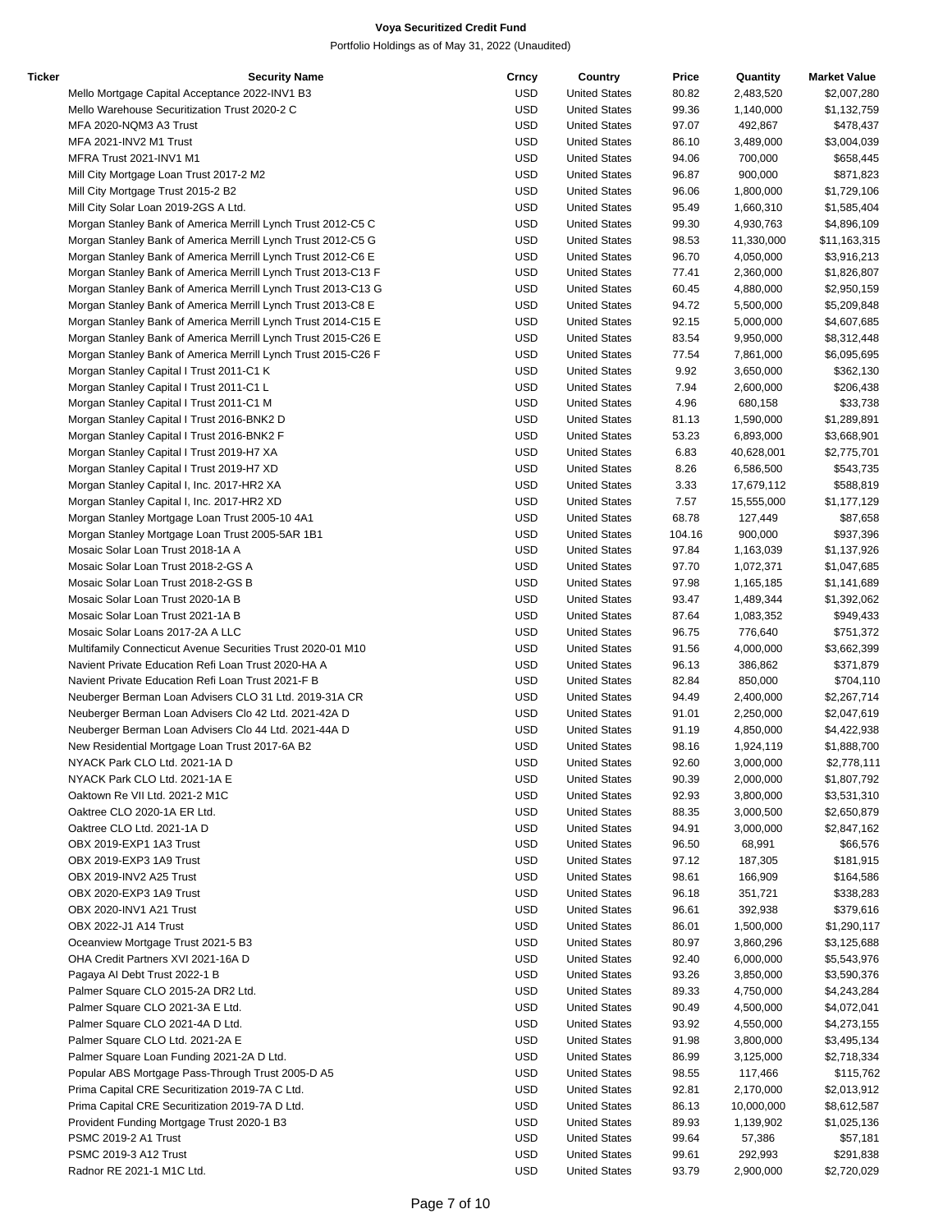**Voya Securitized Credit Fund**

Portfolio Holdings as of May 31, 2022 (Unaudited)

| Ticker | Security Name | Crncy | Country | Price | Quantity | Market Value |
|---|---|---|---|---|---|---|
| | Mello Mortgage Capital Acceptance 2022-INV1 B3 | USD | United States | 80.82 | 2,483,520 | $2,007,280 |
| | Mello Warehouse Securitization Trust 2020-2 C | USD | United States | 99.36 | 1,140,000 | $1,132,759 |
| | MFA 2020-NQM3 A3 Trust | USD | United States | 97.07 | 492,867 | $478,437 |
| | MFA 2021-INV2 M1 Trust | USD | United States | 86.10 | 3,489,000 | $3,004,039 |
| | MFRA Trust 2021-INV1 M1 | USD | United States | 94.06 | 700,000 | $658,445 |
| | Mill City Mortgage Loan Trust 2017-2 M2 | USD | United States | 96.87 | 900,000 | $871,823 |
| | Mill City Mortgage Trust 2015-2 B2 | USD | United States | 96.06 | 1,800,000 | $1,729,106 |
| | Mill City Solar Loan 2019-2GS A Ltd. | USD | United States | 95.49 | 1,660,310 | $1,585,404 |
| | Morgan Stanley Bank of America Merrill Lynch Trust 2012-C5 C | USD | United States | 99.30 | 4,930,763 | $4,896,109 |
| | Morgan Stanley Bank of America Merrill Lynch Trust 2012-C5 G | USD | United States | 98.53 | 11,330,000 | $11,163,315 |
| | Morgan Stanley Bank of America Merrill Lynch Trust 2012-C6 E | USD | United States | 96.70 | 4,050,000 | $3,916,213 |
| | Morgan Stanley Bank of America Merrill Lynch Trust 2013-C13 F | USD | United States | 77.41 | 2,360,000 | $1,826,807 |
| | Morgan Stanley Bank of America Merrill Lynch Trust 2013-C13 G | USD | United States | 60.45 | 4,880,000 | $2,950,159 |
| | Morgan Stanley Bank of America Merrill Lynch Trust 2013-C8 E | USD | United States | 94.72 | 5,500,000 | $5,209,848 |
| | Morgan Stanley Bank of America Merrill Lynch Trust 2014-C15 E | USD | United States | 92.15 | 5,000,000 | $4,607,685 |
| | Morgan Stanley Bank of America Merrill Lynch Trust 2015-C26 E | USD | United States | 83.54 | 9,950,000 | $8,312,448 |
| | Morgan Stanley Bank of America Merrill Lynch Trust 2015-C26 F | USD | United States | 77.54 | 7,861,000 | $6,095,695 |
| | Morgan Stanley Capital I Trust 2011-C1 K | USD | United States | 9.92 | 3,650,000 | $362,130 |
| | Morgan Stanley Capital I Trust 2011-C1 L | USD | United States | 7.94 | 2,600,000 | $206,438 |
| | Morgan Stanley Capital I Trust 2011-C1 M | USD | United States | 4.96 | 680,158 | $33,738 |
| | Morgan Stanley Capital I Trust 2016-BNK2 D | USD | United States | 81.13 | 1,590,000 | $1,289,891 |
| | Morgan Stanley Capital I Trust 2016-BNK2 F | USD | United States | 53.23 | 6,893,000 | $3,668,901 |
| | Morgan Stanley Capital I Trust 2019-H7 XA | USD | United States | 6.83 | 40,628,001 | $2,775,701 |
| | Morgan Stanley Capital I Trust 2019-H7 XD | USD | United States | 8.26 | 6,586,500 | $543,735 |
| | Morgan Stanley Capital I, Inc. 2017-HR2 XA | USD | United States | 3.33 | 17,679,112 | $588,819 |
| | Morgan Stanley Capital I, Inc. 2017-HR2 XD | USD | United States | 7.57 | 15,555,000 | $1,177,129 |
| | Morgan Stanley Mortgage Loan Trust 2005-10 4A1 | USD | United States | 68.78 | 127,449 | $87,658 |
| | Morgan Stanley Mortgage Loan Trust 2005-5AR 1B1 | USD | United States | 104.16 | 900,000 | $937,396 |
| | Mosaic Solar Loan Trust 2018-1A A | USD | United States | 97.84 | 1,163,039 | $1,137,926 |
| | Mosaic Solar Loan Trust 2018-2-GS A | USD | United States | 97.70 | 1,072,371 | $1,047,685 |
| | Mosaic Solar Loan Trust 2018-2-GS B | USD | United States | 97.98 | 1,165,185 | $1,141,689 |
| | Mosaic Solar Loan Trust 2020-1A B | USD | United States | 93.47 | 1,489,344 | $1,392,062 |
| | Mosaic Solar Loan Trust 2021-1A B | USD | United States | 87.64 | 1,083,352 | $949,433 |
| | Mosaic Solar Loans 2017-2A A LLC | USD | United States | 96.75 | 776,640 | $751,372 |
| | Multifamily Connecticut Avenue Securities Trust 2020-01 M10 | USD | United States | 91.56 | 4,000,000 | $3,662,399 |
| | Navient Private Education Refi Loan Trust 2020-HA A | USD | United States | 96.13 | 386,862 | $371,879 |
| | Navient Private Education Refi Loan Trust 2021-F B | USD | United States | 82.84 | 850,000 | $704,110 |
| | Neuberger Berman Loan Advisers CLO 31 Ltd. 2019-31A CR | USD | United States | 94.49 | 2,400,000 | $2,267,714 |
| | Neuberger Berman Loan Advisers Clo 42 Ltd. 2021-42A D | USD | United States | 91.01 | 2,250,000 | $2,047,619 |
| | Neuberger Berman Loan Advisers Clo 44 Ltd. 2021-44A D | USD | United States | 91.19 | 4,850,000 | $4,422,938 |
| | New Residential Mortgage Loan Trust 2017-6A B2 | USD | United States | 98.16 | 1,924,119 | $1,888,700 |
| | NYACK Park CLO Ltd. 2021-1A D | USD | United States | 92.60 | 3,000,000 | $2,778,111 |
| | NYACK Park CLO Ltd. 2021-1A E | USD | United States | 90.39 | 2,000,000 | $1,807,792 |
| | Oaktown Re VII Ltd. 2021-2 M1C | USD | United States | 92.93 | 3,800,000 | $3,531,310 |
| | Oaktree CLO 2020-1A ER Ltd. | USD | United States | 88.35 | 3,000,500 | $2,650,879 |
| | Oaktree CLO Ltd. 2021-1A D | USD | United States | 94.91 | 3,000,000 | $2,847,162 |
| | OBX 2019-EXP1 1A3 Trust | USD | United States | 96.50 | 68,991 | $66,576 |
| | OBX 2019-EXP3 1A9 Trust | USD | United States | 97.12 | 187,305 | $181,915 |
| | OBX 2019-INV2 A25 Trust | USD | United States | 98.61 | 166,909 | $164,586 |
| | OBX 2020-EXP3 1A9 Trust | USD | United States | 96.18 | 351,721 | $338,283 |
| | OBX 2020-INV1 A21 Trust | USD | United States | 96.61 | 392,938 | $379,616 |
| | OBX 2022-J1 A14 Trust | USD | United States | 86.01 | 1,500,000 | $1,290,117 |
| | Oceanview Mortgage Trust 2021-5 B3 | USD | United States | 80.97 | 3,860,296 | $3,125,688 |
| | OHA Credit Partners XVI 2021-16A D | USD | United States | 92.40 | 6,000,000 | $5,543,976 |
| | Pagaya AI Debt Trust 2022-1 B | USD | United States | 93.26 | 3,850,000 | $3,590,376 |
| | Palmer Square CLO 2015-2A DR2 Ltd. | USD | United States | 89.33 | 4,750,000 | $4,243,284 |
| | Palmer Square CLO 2021-3A E Ltd. | USD | United States | 90.49 | 4,500,000 | $4,072,041 |
| | Palmer Square CLO 2021-4A D Ltd. | USD | United States | 93.92 | 4,550,000 | $4,273,155 |
| | Palmer Square CLO Ltd. 2021-2A E | USD | United States | 91.98 | 3,800,000 | $3,495,134 |
| | Palmer Square Loan Funding 2021-2A D Ltd. | USD | United States | 86.99 | 3,125,000 | $2,718,334 |
| | Popular ABS Mortgage Pass-Through Trust 2005-D A5 | USD | United States | 98.55 | 117,466 | $115,762 |
| | Prima Capital CRE Securitization 2019-7A C Ltd. | USD | United States | 92.81 | 2,170,000 | $2,013,912 |
| | Prima Capital CRE Securitization 2019-7A D Ltd. | USD | United States | 86.13 | 10,000,000 | $8,612,587 |
| | Provident Funding Mortgage Trust 2020-1 B3 | USD | United States | 89.93 | 1,139,902 | $1,025,136 |
| | PSMC 2019-2 A1 Trust | USD | United States | 99.64 | 57,386 | $57,181 |
| | PSMC 2019-3 A12 Trust | USD | United States | 99.61 | 292,993 | $291,838 |
| | Radnor RE 2021-1 M1C Ltd. | USD | United States | 93.79 | 2,900,000 | $2,720,029 |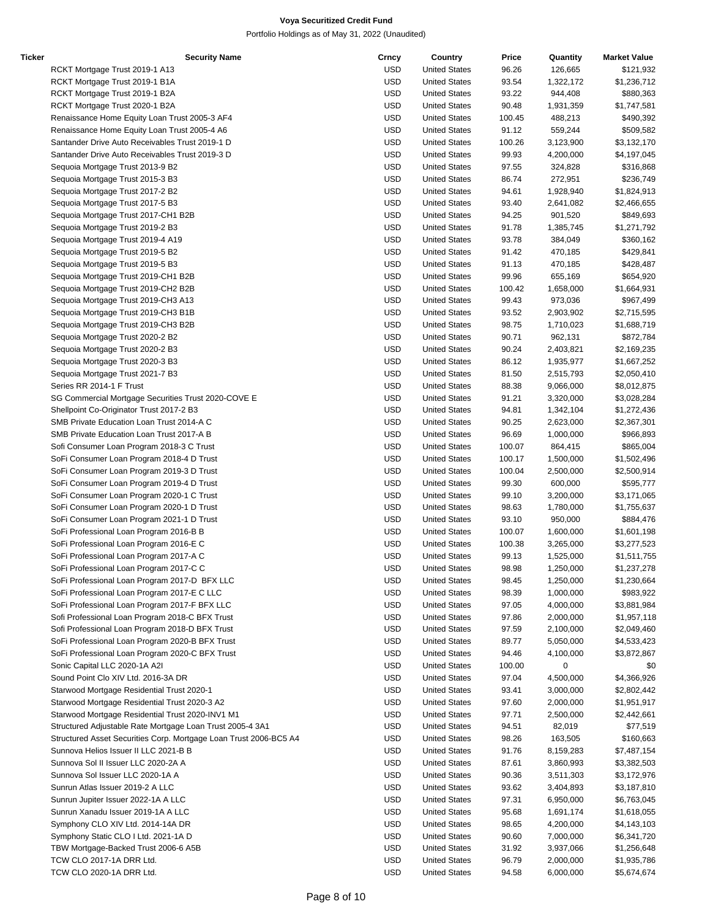**Voya Securitized Credit Fund**

Portfolio Holdings as of May 31, 2022 (Unaudited)

| Ticker | Security Name | Crncy | Country | Price | Quantity | Market Value |
|---|---|---|---|---|---|---|
| | RCKT Mortgage Trust 2019-1 A13 | USD | United States | 96.26 | 126,665 | $121,932 |
| | RCKT Mortgage Trust 2019-1 B1A | USD | United States | 93.54 | 1,322,172 | $1,236,712 |
| | RCKT Mortgage Trust 2019-1 B2A | USD | United States | 93.22 | 944,408 | $880,363 |
| | RCKT Mortgage Trust 2020-1 B2A | USD | United States | 90.48 | 1,931,359 | $1,747,581 |
| | Renaissance Home Equity Loan Trust 2005-3 AF4 | USD | United States | 100.45 | 488,213 | $490,392 |
| | Renaissance Home Equity Loan Trust 2005-4 A6 | USD | United States | 91.12 | 559,244 | $509,582 |
| | Santander Drive Auto Receivables Trust 2019-1 D | USD | United States | 100.26 | 3,123,900 | $3,132,170 |
| | Santander Drive Auto Receivables Trust 2019-3 D | USD | United States | 99.93 | 4,200,000 | $4,197,045 |
| | Sequoia Mortgage Trust 2013-9 B2 | USD | United States | 97.55 | 324,828 | $316,868 |
| | Sequoia Mortgage Trust 2015-3 B3 | USD | United States | 86.74 | 272,951 | $236,749 |
| | Sequoia Mortgage Trust 2017-2 B2 | USD | United States | 94.61 | 1,928,940 | $1,824,913 |
| | Sequoia Mortgage Trust 2017-5 B3 | USD | United States | 93.40 | 2,641,082 | $2,466,655 |
| | Sequoia Mortgage Trust 2017-CH1 B2B | USD | United States | 94.25 | 901,520 | $849,693 |
| | Sequoia Mortgage Trust 2019-2 B3 | USD | United States | 91.78 | 1,385,745 | $1,271,792 |
| | Sequoia Mortgage Trust 2019-4 A19 | USD | United States | 93.78 | 384,049 | $360,162 |
| | Sequoia Mortgage Trust 2019-5 B2 | USD | United States | 91.42 | 470,185 | $429,841 |
| | Sequoia Mortgage Trust 2019-5 B3 | USD | United States | 91.13 | 470,185 | $428,487 |
| | Sequoia Mortgage Trust 2019-CH1 B2B | USD | United States | 99.96 | 655,169 | $654,920 |
| | Sequoia Mortgage Trust 2019-CH2 B2B | USD | United States | 100.42 | 1,658,000 | $1,664,931 |
| | Sequoia Mortgage Trust 2019-CH3 A13 | USD | United States | 99.43 | 973,036 | $967,499 |
| | Sequoia Mortgage Trust 2019-CH3 B1B | USD | United States | 93.52 | 2,903,902 | $2,715,595 |
| | Sequoia Mortgage Trust 2019-CH3 B2B | USD | United States | 98.75 | 1,710,023 | $1,688,719 |
| | Sequoia Mortgage Trust 2020-2 B2 | USD | United States | 90.71 | 962,131 | $872,784 |
| | Sequoia Mortgage Trust 2020-2 B3 | USD | United States | 90.24 | 2,403,821 | $2,169,235 |
| | Sequoia Mortgage Trust 2020-3 B3 | USD | United States | 86.12 | 1,935,977 | $1,667,252 |
| | Sequoia Mortgage Trust 2021-7 B3 | USD | United States | 81.50 | 2,515,793 | $2,050,410 |
| | Series RR 2014-1 F Trust | USD | United States | 88.38 | 9,066,000 | $8,012,875 |
| | SG Commercial Mortgage Securities Trust 2020-COVE E | USD | United States | 91.21 | 3,320,000 | $3,028,284 |
| | Shellpoint Co-Originator Trust 2017-2 B3 | USD | United States | 94.81 | 1,342,104 | $1,272,436 |
| | SMB Private Education Loan Trust 2014-A C | USD | United States | 90.25 | 2,623,000 | $2,367,301 |
| | SMB Private Education Loan Trust 2017-A B | USD | United States | 96.69 | 1,000,000 | $966,893 |
| | Sofi Consumer Loan Program 2018-3 C Trust | USD | United States | 100.07 | 864,415 | $865,004 |
| | SoFi Consumer Loan Program 2018-4 D Trust | USD | United States | 100.17 | 1,500,000 | $1,502,496 |
| | SoFi Consumer Loan Program 2019-3 D Trust | USD | United States | 100.04 | 2,500,000 | $2,500,914 |
| | SoFi Consumer Loan Program 2019-4 D Trust | USD | United States | 99.30 | 600,000 | $595,777 |
| | SoFi Consumer Loan Program 2020-1 C Trust | USD | United States | 99.10 | 3,200,000 | $3,171,065 |
| | SoFi Consumer Loan Program 2020-1 D Trust | USD | United States | 98.63 | 1,780,000 | $1,755,637 |
| | SoFi Consumer Loan Program 2021-1 D Trust | USD | United States | 93.10 | 950,000 | $884,476 |
| | SoFi Professional Loan Program 2016-B B | USD | United States | 100.07 | 1,600,000 | $1,601,198 |
| | SoFi Professional Loan Program 2016-E C | USD | United States | 100.38 | 3,265,000 | $3,277,523 |
| | SoFi Professional Loan Program 2017-A C | USD | United States | 99.13 | 1,525,000 | $1,511,755 |
| | SoFi Professional Loan Program 2017-C C | USD | United States | 98.98 | 1,250,000 | $1,237,278 |
| | SoFi Professional Loan Program 2017-D BFX LLC | USD | United States | 98.45 | 1,250,000 | $1,230,664 |
| | SoFi Professional Loan Program 2017-E C LLC | USD | United States | 98.39 | 1,000,000 | $983,922 |
| | SoFi Professional Loan Program 2017-F BFX LLC | USD | United States | 97.05 | 4,000,000 | $3,881,984 |
| | Sofi Professional Loan Program 2018-C BFX Trust | USD | United States | 97.86 | 2,000,000 | $1,957,118 |
| | Sofi Professional Loan Program 2018-D BFX Trust | USD | United States | 97.59 | 2,100,000 | $2,049,460 |
| | SoFi Professional Loan Program 2020-B BFX Trust | USD | United States | 89.77 | 5,050,000 | $4,533,423 |
| | SoFi Professional Loan Program 2020-C BFX Trust | USD | United States | 94.46 | 4,100,000 | $3,872,867 |
| | Sonic Capital LLC 2020-1A A2I | USD | United States | 100.00 | 0 | $0 |
| | Sound Point Clo XIV Ltd. 2016-3A DR | USD | United States | 97.04 | 4,500,000 | $4,366,926 |
| | Starwood Mortgage Residential Trust 2020-1 | USD | United States | 93.41 | 3,000,000 | $2,802,442 |
| | Starwood Mortgage Residential Trust 2020-3 A2 | USD | United States | 97.60 | 2,000,000 | $1,951,917 |
| | Starwood Mortgage Residential Trust 2020-INV1 M1 | USD | United States | 97.71 | 2,500,000 | $2,442,661 |
| | Structured Adjustable Rate Mortgage Loan Trust 2005-4 3A1 | USD | United States | 94.51 | 82,019 | $77,519 |
| | Structured Asset Securities Corp. Mortgage Loan Trust 2006-BC5 A4 | USD | United States | 98.26 | 163,505 | $160,663 |
| | Sunnova Helios Issuer II LLC 2021-B B | USD | United States | 91.76 | 8,159,283 | $7,487,154 |
| | Sunnova Sol II Issuer LLC 2020-2A A | USD | United States | 87.61 | 3,860,993 | $3,382,503 |
| | Sunnova Sol Issuer LLC 2020-1A A | USD | United States | 90.36 | 3,511,303 | $3,172,976 |
| | Sunrun Atlas Issuer 2019-2 A LLC | USD | United States | 93.62 | 3,404,893 | $3,187,810 |
| | Sunrun Jupiter Issuer 2022-1A A LLC | USD | United States | 97.31 | 6,950,000 | $6,763,045 |
| | Sunrun Xanadu Issuer 2019-1A A LLC | USD | United States | 95.68 | 1,691,174 | $1,618,055 |
| | Symphony CLO XIV Ltd. 2014-14A DR | USD | United States | 98.65 | 4,200,000 | $4,143,103 |
| | Symphony Static CLO I Ltd. 2021-1A D | USD | United States | 90.60 | 7,000,000 | $6,341,720 |
| | TBW Mortgage-Backed Trust 2006-6 A5B | USD | United States | 31.92 | 3,937,066 | $1,256,648 |
| | TCW CLO 2017-1A DRR Ltd. | USD | United States | 96.79 | 2,000,000 | $1,935,786 |
| | TCW CLO 2020-1A DRR Ltd. | USD | United States | 94.58 | 6,000,000 | $5,674,674 |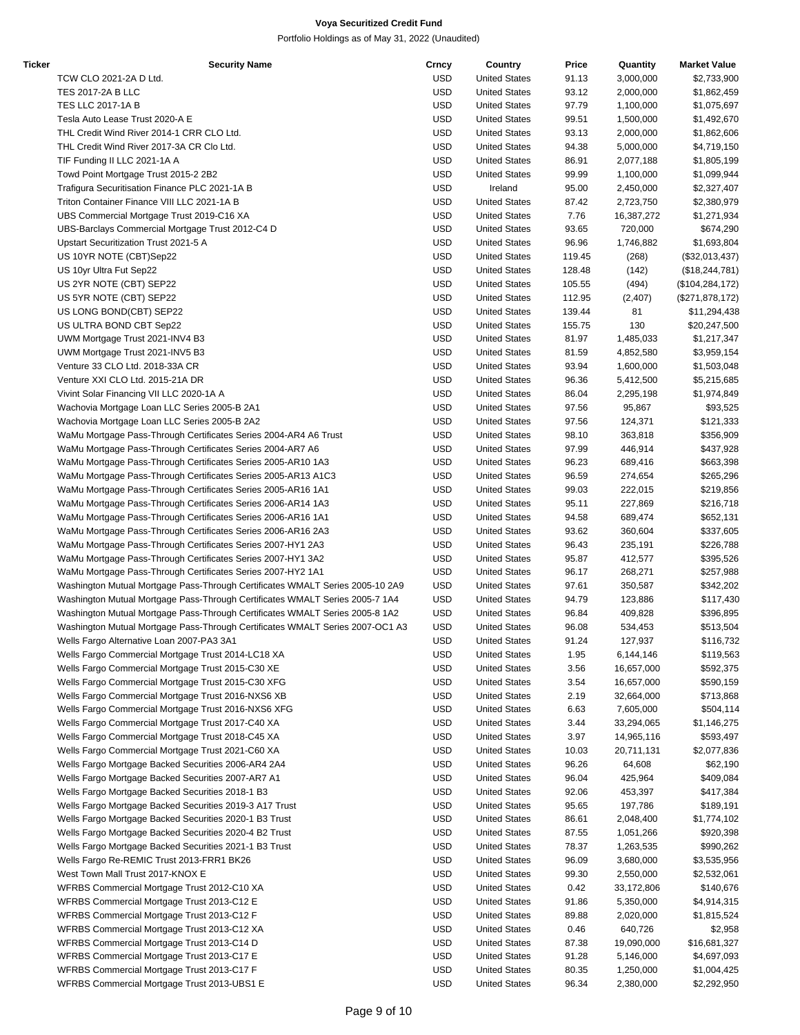**Voya Securitized Credit Fund**

Portfolio Holdings as of May 31, 2022 (Unaudited)

| Ticker | Security Name | Crncy | Country | Price | Quantity | Market Value |
|---|---|---|---|---|---|---|
| | TCW CLO 2021-2A D Ltd. | USD | United States | 91.13 | 3,000,000 | $2,733,900 |
| | TES 2017-2A B LLC | USD | United States | 93.12 | 2,000,000 | $1,862,459 |
| | TES LLC 2017-1A B | USD | United States | 97.79 | 1,100,000 | $1,075,697 |
| | Tesla Auto Lease Trust 2020-A E | USD | United States | 99.51 | 1,500,000 | $1,492,670 |
| | THL Credit Wind River 2014-1 CRR CLO Ltd. | USD | United States | 93.13 | 2,000,000 | $1,862,606 |
| | THL Credit Wind River 2017-3A CR Clo Ltd. | USD | United States | 94.38 | 5,000,000 | $4,719,150 |
| | TIF Funding II LLC 2021-1A A | USD | United States | 86.91 | 2,077,188 | $1,805,199 |
| | Towd Point Mortgage Trust 2015-2 2B2 | USD | United States | 99.99 | 1,100,000 | $1,099,944 |
| | Trafigura Securitisation Finance PLC 2021-1A B | USD | Ireland | 95.00 | 2,450,000 | $2,327,407 |
| | Triton Container Finance VIII LLC 2021-1A B | USD | United States | 87.42 | 2,723,750 | $2,380,979 |
| | UBS Commercial Mortgage Trust 2019-C16 XA | USD | United States | 7.76 | 16,387,272 | $1,271,934 |
| | UBS-Barclays Commercial Mortgage Trust 2012-C4 D | USD | United States | 93.65 | 720,000 | $674,290 |
| | Upstart Securitization Trust 2021-5 A | USD | United States | 96.96 | 1,746,882 | $1,693,804 |
| | US 10YR NOTE (CBT)Sep22 | USD | United States | 119.45 | (268) | ($32,013,437) |
| | US 10yr Ultra Fut Sep22 | USD | United States | 128.48 | (142) | ($18,244,781) |
| | US 2YR NOTE (CBT) SEP22 | USD | United States | 105.55 | (494) | ($104,284,172) |
| | US 5YR NOTE (CBT) SEP22 | USD | United States | 112.95 | (2,407) | ($271,878,172) |
| | US LONG BOND(CBT) SEP22 | USD | United States | 139.44 | 81 | $11,294,438 |
| | US ULTRA BOND CBT Sep22 | USD | United States | 155.75 | 130 | $20,247,500 |
| | UWM Mortgage Trust 2021-INV4 B3 | USD | United States | 81.97 | 1,485,033 | $1,217,347 |
| | UWM Mortgage Trust 2021-INV5 B3 | USD | United States | 81.59 | 4,852,580 | $3,959,154 |
| | Venture 33 CLO Ltd. 2018-33A CR | USD | United States | 93.94 | 1,600,000 | $1,503,048 |
| | Venture XXI CLO Ltd. 2015-21A DR | USD | United States | 96.36 | 5,412,500 | $5,215,685 |
| | Vivint Solar Financing VII LLC 2020-1A A | USD | United States | 86.04 | 2,295,198 | $1,974,849 |
| | Wachovia Mortgage Loan LLC Series 2005-B 2A1 | USD | United States | 97.56 | 95,867 | $93,525 |
| | Wachovia Mortgage Loan LLC Series 2005-B 2A2 | USD | United States | 97.56 | 124,371 | $121,333 |
| | WaMu Mortgage Pass-Through Certificates Series 2004-AR4 A6 Trust | USD | United States | 98.10 | 363,818 | $356,909 |
| | WaMu Mortgage Pass-Through Certificates Series 2004-AR7 A6 | USD | United States | 97.99 | 446,914 | $437,928 |
| | WaMu Mortgage Pass-Through Certificates Series 2005-AR10 1A3 | USD | United States | 96.23 | 689,416 | $663,398 |
| | WaMu Mortgage Pass-Through Certificates Series 2005-AR13 A1C3 | USD | United States | 96.59 | 274,654 | $265,296 |
| | WaMu Mortgage Pass-Through Certificates Series 2005-AR16 1A1 | USD | United States | 99.03 | 222,015 | $219,856 |
| | WaMu Mortgage Pass-Through Certificates Series 2006-AR14 1A3 | USD | United States | 95.11 | 227,869 | $216,718 |
| | WaMu Mortgage Pass-Through Certificates Series 2006-AR16 1A1 | USD | United States | 94.58 | 689,474 | $652,131 |
| | WaMu Mortgage Pass-Through Certificates Series 2006-AR16 2A3 | USD | United States | 93.62 | 360,604 | $337,605 |
| | WaMu Mortgage Pass-Through Certificates Series 2007-HY1 2A3 | USD | United States | 96.43 | 235,191 | $226,788 |
| | WaMu Mortgage Pass-Through Certificates Series 2007-HY1 3A2 | USD | United States | 95.87 | 412,577 | $395,526 |
| | WaMu Mortgage Pass-Through Certificates Series 2007-HY2 1A1 | USD | United States | 96.17 | 268,271 | $257,988 |
| | Washington Mutual Mortgage Pass-Through Certificates WMALT Series 2005-10 2A9 | USD | United States | 97.61 | 350,587 | $342,202 |
| | Washington Mutual Mortgage Pass-Through Certificates WMALT Series 2005-7 1A4 | USD | United States | 94.79 | 123,886 | $117,430 |
| | Washington Mutual Mortgage Pass-Through Certificates WMALT Series 2005-8 1A2 | USD | United States | 96.84 | 409,828 | $396,895 |
| | Washington Mutual Mortgage Pass-Through Certificates WMALT Series 2007-OC1 A3 | USD | United States | 96.08 | 534,453 | $513,504 |
| | Wells Fargo Alternative Loan 2007-PA3 3A1 | USD | United States | 91.24 | 127,937 | $116,732 |
| | Wells Fargo Commercial Mortgage Trust 2014-LC18 XA | USD | United States | 1.95 | 6,144,146 | $119,563 |
| | Wells Fargo Commercial Mortgage Trust 2015-C30 XE | USD | United States | 3.56 | 16,657,000 | $592,375 |
| | Wells Fargo Commercial Mortgage Trust 2015-C30 XFG | USD | United States | 3.54 | 16,657,000 | $590,159 |
| | Wells Fargo Commercial Mortgage Trust 2016-NXS6 XB | USD | United States | 2.19 | 32,664,000 | $713,868 |
| | Wells Fargo Commercial Mortgage Trust 2016-NXS6 XFG | USD | United States | 6.63 | 7,605,000 | $504,114 |
| | Wells Fargo Commercial Mortgage Trust 2017-C40 XA | USD | United States | 3.44 | 33,294,065 | $1,146,275 |
| | Wells Fargo Commercial Mortgage Trust 2018-C45 XA | USD | United States | 3.97 | 14,965,116 | $593,497 |
| | Wells Fargo Commercial Mortgage Trust 2021-C60 XA | USD | United States | 10.03 | 20,711,131 | $2,077,836 |
| | Wells Fargo Mortgage Backed Securities 2006-AR4 2A4 | USD | United States | 96.26 | 64,608 | $62,190 |
| | Wells Fargo Mortgage Backed Securities 2007-AR7 A1 | USD | United States | 96.04 | 425,964 | $409,084 |
| | Wells Fargo Mortgage Backed Securities 2018-1 B3 | USD | United States | 92.06 | 453,397 | $417,384 |
| | Wells Fargo Mortgage Backed Securities 2019-3 A17 Trust | USD | United States | 95.65 | 197,786 | $189,191 |
| | Wells Fargo Mortgage Backed Securities 2020-1 B3 Trust | USD | United States | 86.61 | 2,048,400 | $1,774,102 |
| | Wells Fargo Mortgage Backed Securities 2020-4 B2 Trust | USD | United States | 87.55 | 1,051,266 | $920,398 |
| | Wells Fargo Mortgage Backed Securities 2021-1 B3 Trust | USD | United States | 78.37 | 1,263,535 | $990,262 |
| | Wells Fargo Re-REMIC Trust 2013-FRR1 BK26 | USD | United States | 96.09 | 3,680,000 | $3,535,956 |
| | West Town Mall Trust 2017-KNOX E | USD | United States | 99.30 | 2,550,000 | $2,532,061 |
| | WFRBS Commercial Mortgage Trust 2012-C10 XA | USD | United States | 0.42 | 33,172,806 | $140,676 |
| | WFRBS Commercial Mortgage Trust 2013-C12 E | USD | United States | 91.86 | 5,350,000 | $4,914,315 |
| | WFRBS Commercial Mortgage Trust 2013-C12 F | USD | United States | 89.88 | 2,020,000 | $1,815,524 |
| | WFRBS Commercial Mortgage Trust 2013-C12 XA | USD | United States | 0.46 | 640,726 | $2,958 |
| | WFRBS Commercial Mortgage Trust 2013-C14 D | USD | United States | 87.38 | 19,090,000 | $16,681,327 |
| | WFRBS Commercial Mortgage Trust 2013-C17 E | USD | United States | 91.28 | 5,146,000 | $4,697,093 |
| | WFRBS Commercial Mortgage Trust 2013-C17 F | USD | United States | 80.35 | 1,250,000 | $1,004,425 |
| | WFRBS Commercial Mortgage Trust 2013-UBS1 E | USD | United States | 96.34 | 2,380,000 | $2,292,950 |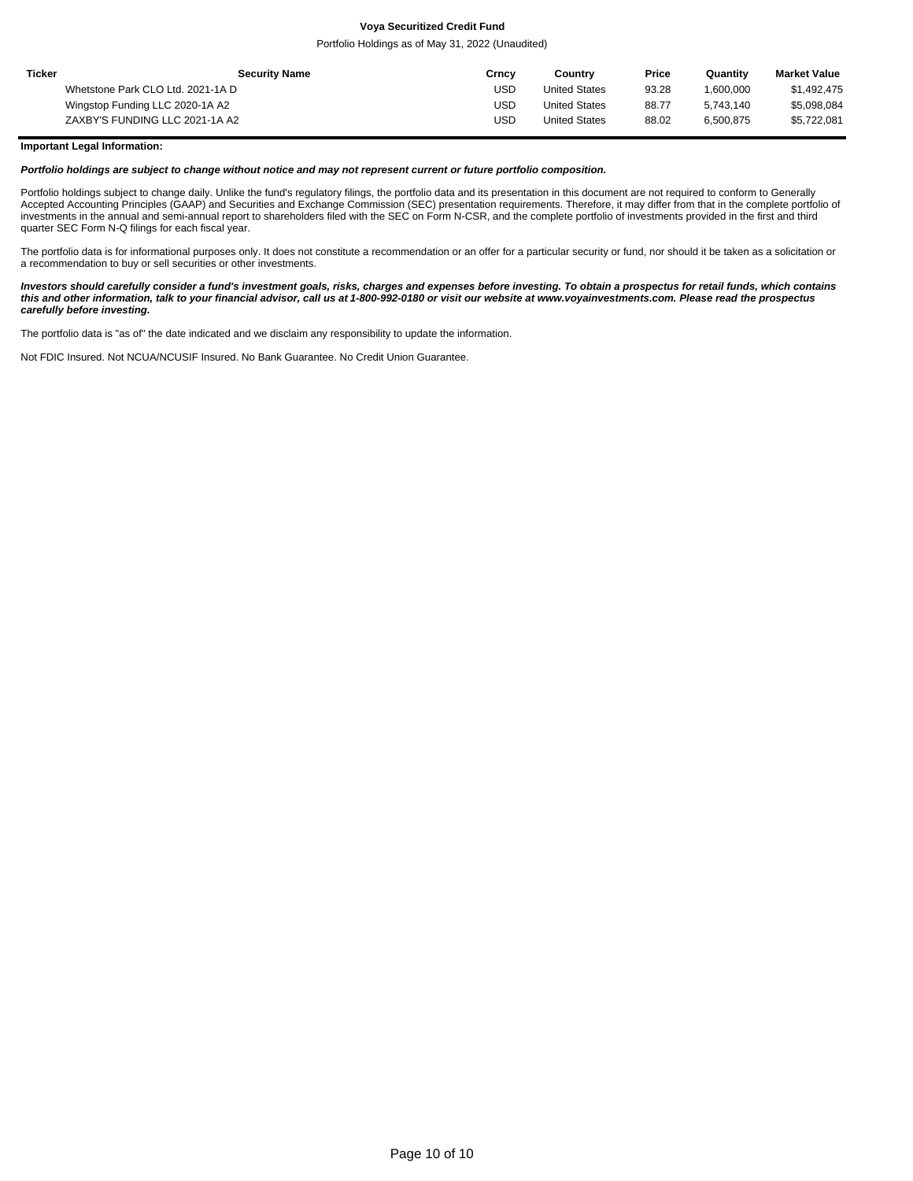**Voya Securitized Credit Fund**

Portfolio Holdings as of May 31, 2022 (Unaudited)

| Ticker | Security Name | Crncy | Country | Price | Quantity | Market Value |
|---|---|---|---|---|---|---|
| | Whetstone Park CLO Ltd. 2021-1A D | USD | United States | 93.28 | 1,600,000 | $1,492,475 |
| | Wingstop Funding LLC 2020-1A A2 | USD | United States | 88.77 | 5,743,140 | $5,098,084 |
| | ZAXBY'S FUNDING LLC 2021-1A A2 | USD | United States | 88.02 | 6,500,875 | $5,722,081 |

**Important Legal Information:**

***Portfolio holdings are subject to change without notice and may not represent current or future portfolio composition.***

Portfolio holdings subject to change daily. Unlike the fund's regulatory filings, the portfolio data and its presentation in this document are not required to conform to Generally Accepted Accounting Principles (GAAP) and Securities and Exchange Commission (SEC) presentation requirements. Therefore, it may differ from that in the complete portfolio of investments in the annual and semi-annual report to shareholders filed with the SEC on Form N-CSR, and the complete portfolio of investments provided in the first and third quarter SEC Form N-Q filings for each fiscal year.

The portfolio data is for informational purposes only. It does not constitute a recommendation or an offer for a particular security or fund, nor should it be taken as a solicitation or a recommendation to buy or sell securities or other investments.

***Investors should carefully consider a fund's investment goals, risks, charges and expenses before investing. To obtain a prospectus for retail funds, which contains this and other information, talk to your financial advisor, call us at 1-800-992-0180 or visit our website at www.voyainvestments.com. Please read the prospectus carefully before investing.***

The portfolio data is "as of" the date indicated and we disclaim any responsibility to update the information.

Not FDIC Insured. Not NCUA/NCUSIF Insured. No Bank Guarantee. No Credit Union Guarantee.